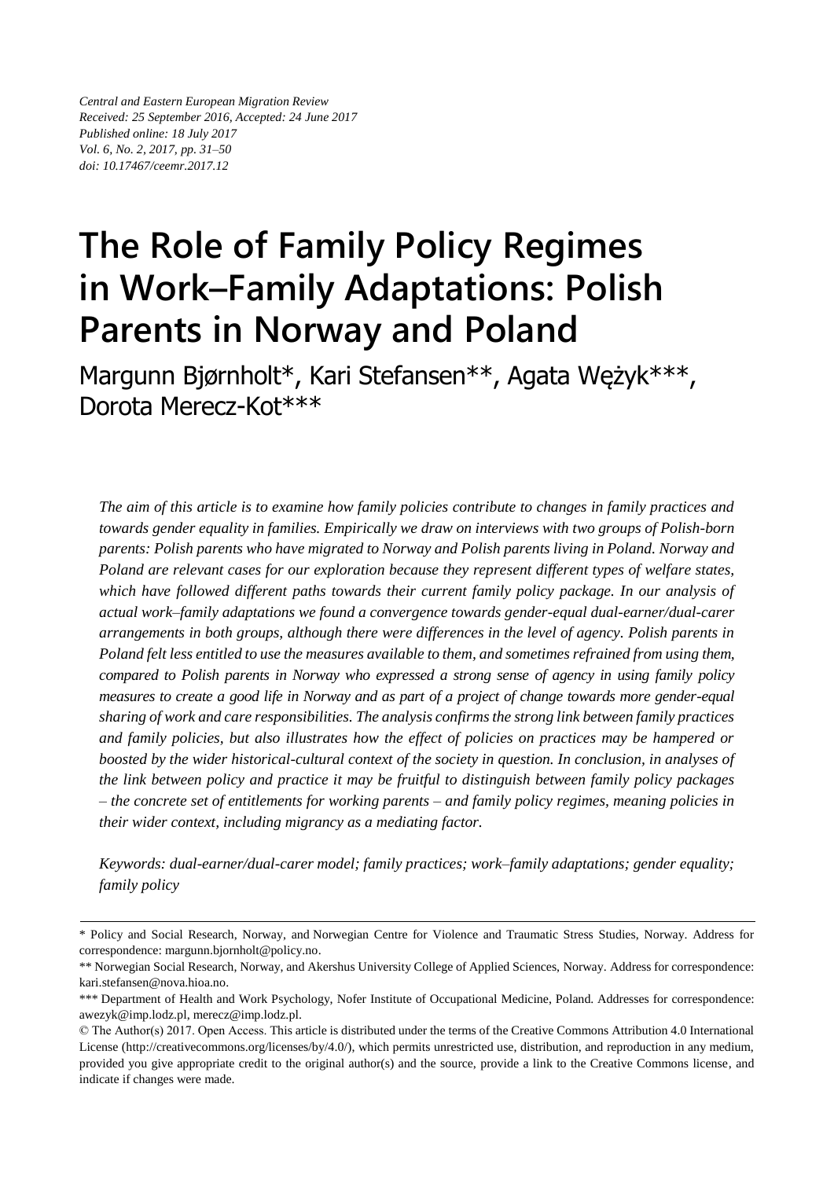*Central and Eastern European Migration Review*
*Received: 25 September 2016, Accepted: 24 June 2017*
*Published online: 18 July 2017*
*Vol. 6, No. 2, 2017, pp. 31–50*
*doi: 10.17467/ceemr.2017.12*

# The Role of Family Policy Regimes in Work–Family Adaptations: Polish Parents in Norway and Poland

Margunn Bjørnholt*, Kari Stefansen**, Agata Wężyk***, Dorota Merecz-Kot***

*The aim of this article is to examine how family policies contribute to changes in family practices and towards gender equality in families. Empirically we draw on interviews with two groups of Polish-born parents: Polish parents who have migrated to Norway and Polish parents living in Poland. Norway and Poland are relevant cases for our exploration because they represent different types of welfare states, which have followed different paths towards their current family policy package. In our analysis of actual work–family adaptations we found a convergence towards gender-equal dual-earner/dual-carer arrangements in both groups, although there were differences in the level of agency. Polish parents in Poland felt less entitled to use the measures available to them, and sometimes refrained from using them, compared to Polish parents in Norway who expressed a strong sense of agency in using family policy measures to create a good life in Norway and as part of a project of change towards more gender-equal sharing of work and care responsibilities. The analysis confirms the strong link between family practices and family policies, but also illustrates how the effect of policies on practices may be hampered or boosted by the wider historical-cultural context of the society in question. In conclusion, in analyses of the link between policy and practice it may be fruitful to distinguish between family policy packages – the concrete set of entitlements for working parents – and family policy regimes, meaning policies in their wider context, including migrancy as a mediating factor.*

*Keywords: dual-earner/dual-carer model; family practices; work–family adaptations; gender equality; family policy*

---

\* Policy and Social Research, Norway, and Norwegian Centre for Violence and Traumatic Stress Studies, Norway. Address for correspondence: margunn.bjornholt@policy.no.

\** Norwegian Social Research, Norway, and Akershus University College of Applied Sciences, Norway. Address for correspondence: kari.stefansen@nova.hioa.no.

\*** Department of Health and Work Psychology, Nofer Institute of Occupational Medicine, Poland. Addresses for correspondence: awezyk@imp.lodz.pl, merecz@imp.lodz.pl.

© The Author(s) 2017. Open Access. This article is distributed under the terms of the Creative Commons Attribution 4.0 International License (http://creativecommons.org/licenses/by/4.0/), which permits unrestricted use, distribution, and reproduction in any medium, provided you give appropriate credit to the original author(s) and the source, provide a link to the Creative Commons license, and indicate if changes were made.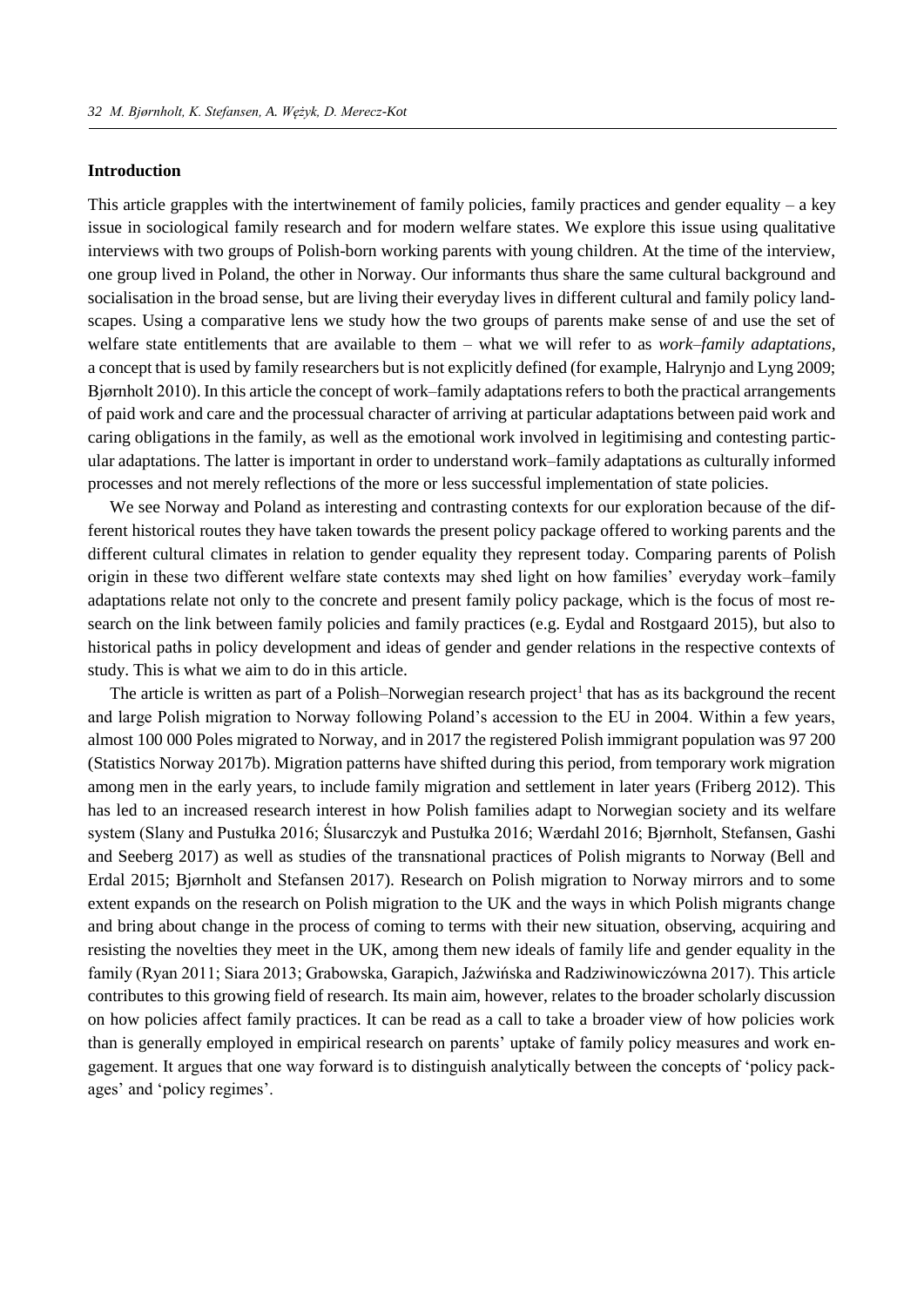## Introduction

This article grapples with the intertwinement of family policies, family practices and gender equality – a key issue in sociological family research and for modern welfare states. We explore this issue using qualitative interviews with two groups of Polish-born working parents with young children. At the time of the interview, one group lived in Poland, the other in Norway. Our informants thus share the same cultural background and socialisation in the broad sense, but are living their everyday lives in different cultural and family policy landscapes. Using a comparative lens we study how the two groups of parents make sense of and use the set of welfare state entitlements that are available to them – what we will refer to as *work–family adaptations*, a concept that is used by family researchers but is not explicitly defined (for example, Halrynjo and Lyng 2009; Bjørnholt 2010). In this article the concept of work–family adaptations refers to both the practical arrangements of paid work and care and the processual character of arriving at particular adaptations between paid work and caring obligations in the family, as well as the emotional work involved in legitimising and contesting particular adaptations. The latter is important in order to understand work–family adaptations as culturally informed processes and not merely reflections of the more or less successful implementation of state policies.

We see Norway and Poland as interesting and contrasting contexts for our exploration because of the different historical routes they have taken towards the present policy package offered to working parents and the different cultural climates in relation to gender equality they represent today. Comparing parents of Polish origin in these two different welfare state contexts may shed light on how families' everyday work–family adaptations relate not only to the concrete and present family policy package, which is the focus of most research on the link between family policies and family practices (e.g. Eydal and Rostgaard 2015), but also to historical paths in policy development and ideas of gender and gender relations in the respective contexts of study. This is what we aim to do in this article.

The article is written as part of a Polish–Norwegian research project[1] that has as its background the recent and large Polish migration to Norway following Poland's accession to the EU in 2004. Within a few years, almost 100 000 Poles migrated to Norway, and in 2017 the registered Polish immigrant population was 97 200 (Statistics Norway 2017b). Migration patterns have shifted during this period, from temporary work migration among men in the early years, to include family migration and settlement in later years (Friberg 2012). This has led to an increased research interest in how Polish families adapt to Norwegian society and its welfare system (Slany and Pustułka 2016; Ślusarczyk and Pustułka 2016; Wærdahl 2016; Bjørnholt, Stefansen, Gashi and Seeberg 2017) as well as studies of the transnational practices of Polish migrants to Norway (Bell and Erdal 2015; Bjørnholt and Stefansen 2017). Research on Polish migration to Norway mirrors and to some extent expands on the research on Polish migration to the UK and the ways in which Polish migrants change and bring about change in the process of coming to terms with their new situation, observing, acquiring and resisting the novelties they meet in the UK, among them new ideals of family life and gender equality in the family (Ryan 2011; Siara 2013; Grabowska, Garapich, Jaźwińska and Radziwinowiczówna 2017). This article contributes to this growing field of research. Its main aim, however, relates to the broader scholarly discussion on how policies affect family practices. It can be read as a call to take a broader view of how policies work than is generally employed in empirical research on parents' uptake of family policy measures and work engagement. It argues that one way forward is to distinguish analytically between the concepts of 'policy packages' and 'policy regimes'.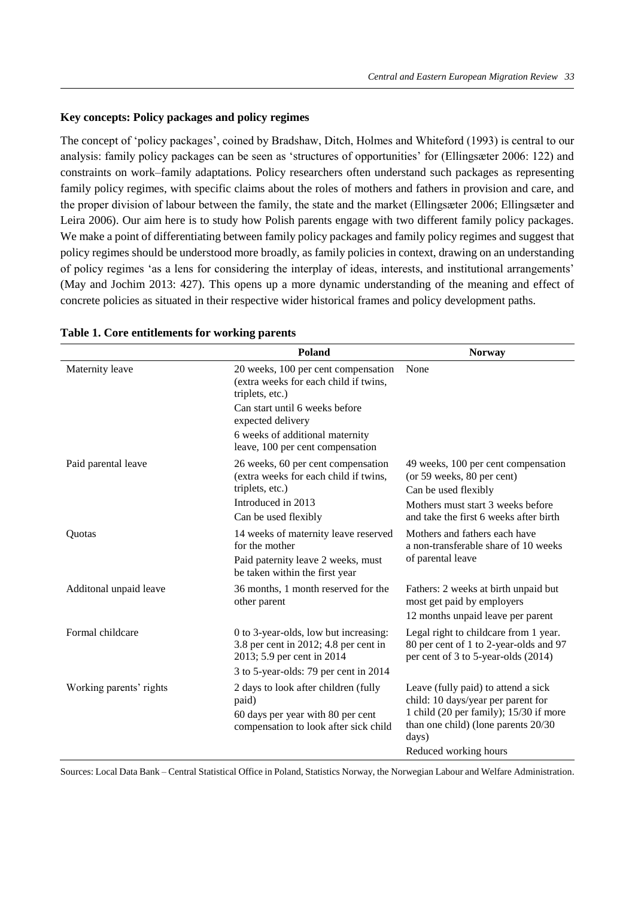### Key concepts: Policy packages and policy regimes

The concept of 'policy packages', coined by Bradshaw, Ditch, Holmes and Whiteford (1993) is central to our analysis: family policy packages can be seen as 'structures of opportunities' for (Ellingsæter 2006: 122) and constraints on work–family adaptations. Policy researchers often understand such packages as representing family policy regimes, with specific claims about the roles of mothers and fathers in provision and care, and the proper division of labour between the family, the state and the market (Ellingsæter 2006; Ellingsæter and Leira 2006). Our aim here is to study how Polish parents engage with two different family policy packages. We make a point of differentiating between family policy packages and family policy regimes and suggest that policy regimes should be understood more broadly, as family policies in context, drawing on an understanding of policy regimes 'as a lens for considering the interplay of ideas, interests, and institutional arrangements' (May and Jochim 2013: 427). This opens up a more dynamic understanding of the meaning and effect of concrete policies as situated in their respective wider historical frames and policy development paths.

**Table 1. Core entitlements for working parents**

| | Poland | Norway |
|---|---|---|
| Maternity leave | 20 weeks, 100 per cent compensation (extra weeks for each child if twins, triplets, etc.)<br>Can start until 6 weeks before expected delivery<br>6 weeks of additional maternity leave, 100 per cent compensation | None |
| Paid parental leave | 26 weeks, 60 per cent compensation (extra weeks for each child if twins, triplets, etc.)<br>Introduced in 2013<br>Can be used flexibly | 49 weeks, 100 per cent compensation (or 59 weeks, 80 per cent)<br>Can be used flexibly<br>Mothers must start 3 weeks before and take the first 6 weeks after birth |
| Quotas | 14 weeks of maternity leave reserved for the mother<br>Paid paternity leave 2 weeks, must be taken within the first year | Mothers and fathers each have a non-transferable share of 10 weeks of parental leave |
| Additonal unpaid leave | 36 months, 1 month reserved for the other parent | Fathers: 2 weeks at birth unpaid but most get paid by employers<br>12 months unpaid leave per parent |
| Formal childcare | 0 to 3-year-olds, low but increasing: 3.8 per cent in 2012; 4.8 per cent in 2013; 5.9 per cent in 2014<br>3 to 5-year-olds: 79 per cent in 2014 | Legal right to childcare from 1 year. 80 per cent of 1 to 2-year-olds and 97 per cent of 3 to 5-year-olds (2014) |
| Working parents' rights | 2 days to look after children (fully paid)<br>60 days per year with 80 per cent compensation to look after sick child | Leave (fully paid) to attend a sick child: 10 days/year per parent for 1 child (20 per family); 15/30 if more than one child) (lone parents 20/30 days)<br>Reduced working hours |

Sources: Local Data Bank – Central Statistical Office in Poland, Statistics Norway, the Norwegian Labour and Welfare Administration.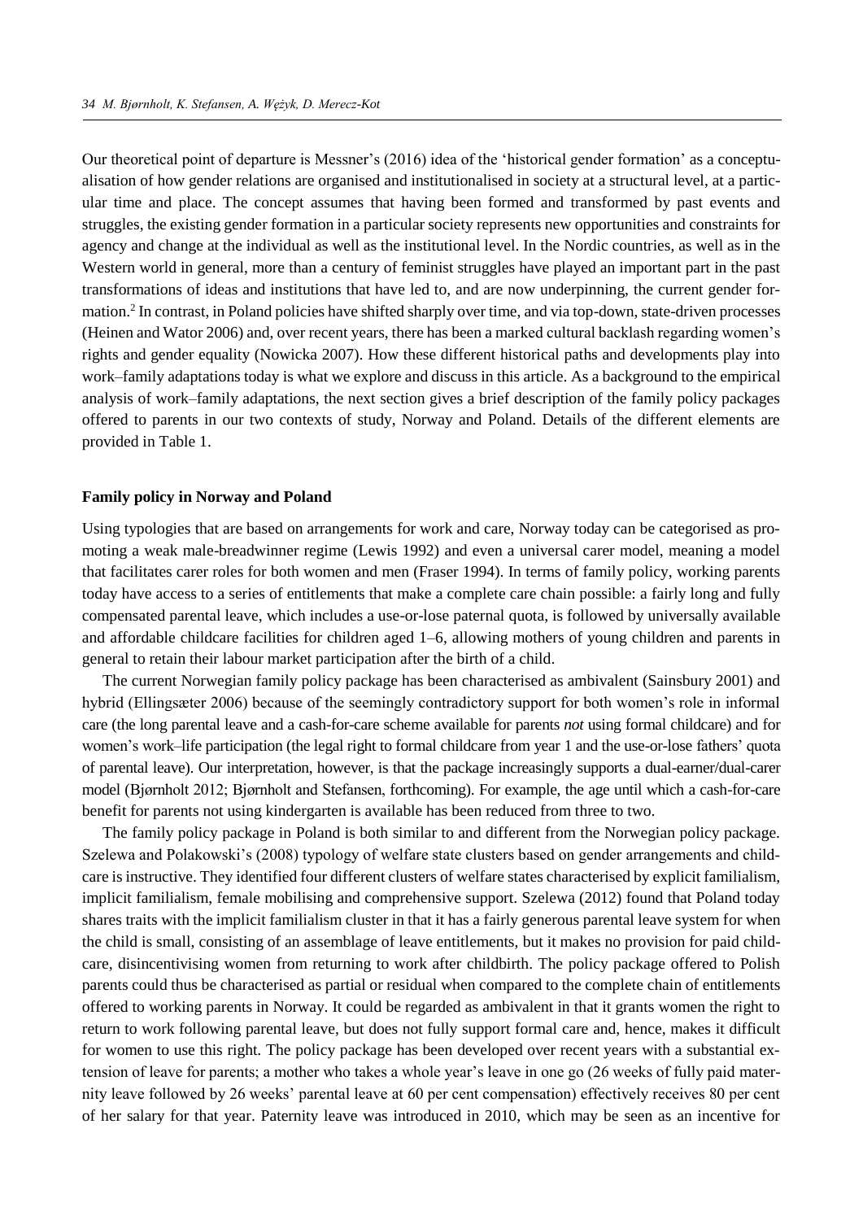Our theoretical point of departure is Messner's (2016) idea of the 'historical gender formation' as a conceptualisation of how gender relations are organised and institutionalised in society at a structural level, at a particular time and place. The concept assumes that having been formed and transformed by past events and struggles, the existing gender formation in a particular society represents new opportunities and constraints for agency and change at the individual as well as the institutional level. In the Nordic countries, as well as in the Western world in general, more than a century of feminist struggles have played an important part in the past transformations of ideas and institutions that have led to, and are now underpinning, the current gender formation.[2] In contrast, in Poland policies have shifted sharply over time, and via top-down, state-driven processes (Heinen and Wator 2006) and, over recent years, there has been a marked cultural backlash regarding women's rights and gender equality (Nowicka 2007). How these different historical paths and developments play into work–family adaptations today is what we explore and discuss in this article. As a background to the empirical analysis of work–family adaptations, the next section gives a brief description of the family policy packages offered to parents in our two contexts of study, Norway and Poland. Details of the different elements are provided in Table 1.

**Family policy in Norway and Poland**

Using typologies that are based on arrangements for work and care, Norway today can be categorised as promoting a weak male-breadwinner regime (Lewis 1992) and even a universal carer model, meaning a model that facilitates carer roles for both women and men (Fraser 1994). In terms of family policy, working parents today have access to a series of entitlements that make a complete care chain possible: a fairly long and fully compensated parental leave, which includes a use-or-lose paternal quota, is followed by universally available and affordable childcare facilities for children aged 1–6, allowing mothers of young children and parents in general to retain their labour market participation after the birth of a child.

The current Norwegian family policy package has been characterised as ambivalent (Sainsbury 2001) and hybrid (Ellingsæter 2006) because of the seemingly contradictory support for both women's role in informal care (the long parental leave and a cash-for-care scheme available for parents *not* using formal childcare) and for women's work–life participation (the legal right to formal childcare from year 1 and the use-or-lose fathers' quota of parental leave). Our interpretation, however, is that the package increasingly supports a dual-earner/dual-carer model (Bjørnholt 2012; Bjørnholt and Stefansen, forthcoming). For example, the age until which a cash-for-care benefit for parents not using kindergarten is available has been reduced from three to two.

The family policy package in Poland is both similar to and different from the Norwegian policy package. Szelewa and Polakowski's (2008) typology of welfare state clusters based on gender arrangements and childcare is instructive. They identified four different clusters of welfare states characterised by explicit familialism, implicit familialism, female mobilising and comprehensive support. Szelewa (2012) found that Poland today shares traits with the implicit familialism cluster in that it has a fairly generous parental leave system for when the child is small, consisting of an assemblage of leave entitlements, but it makes no provision for paid childcare, disincentivising women from returning to work after childbirth. The policy package offered to Polish parents could thus be characterised as partial or residual when compared to the complete chain of entitlements offered to working parents in Norway. It could be regarded as ambivalent in that it grants women the right to return to work following parental leave, but does not fully support formal care and, hence, makes it difficult for women to use this right. The policy package has been developed over recent years with a substantial extension of leave for parents; a mother who takes a whole year's leave in one go (26 weeks of fully paid maternity leave followed by 26 weeks' parental leave at 60 per cent compensation) effectively receives 80 per cent of her salary for that year. Paternity leave was introduced in 2010, which may be seen as an incentive for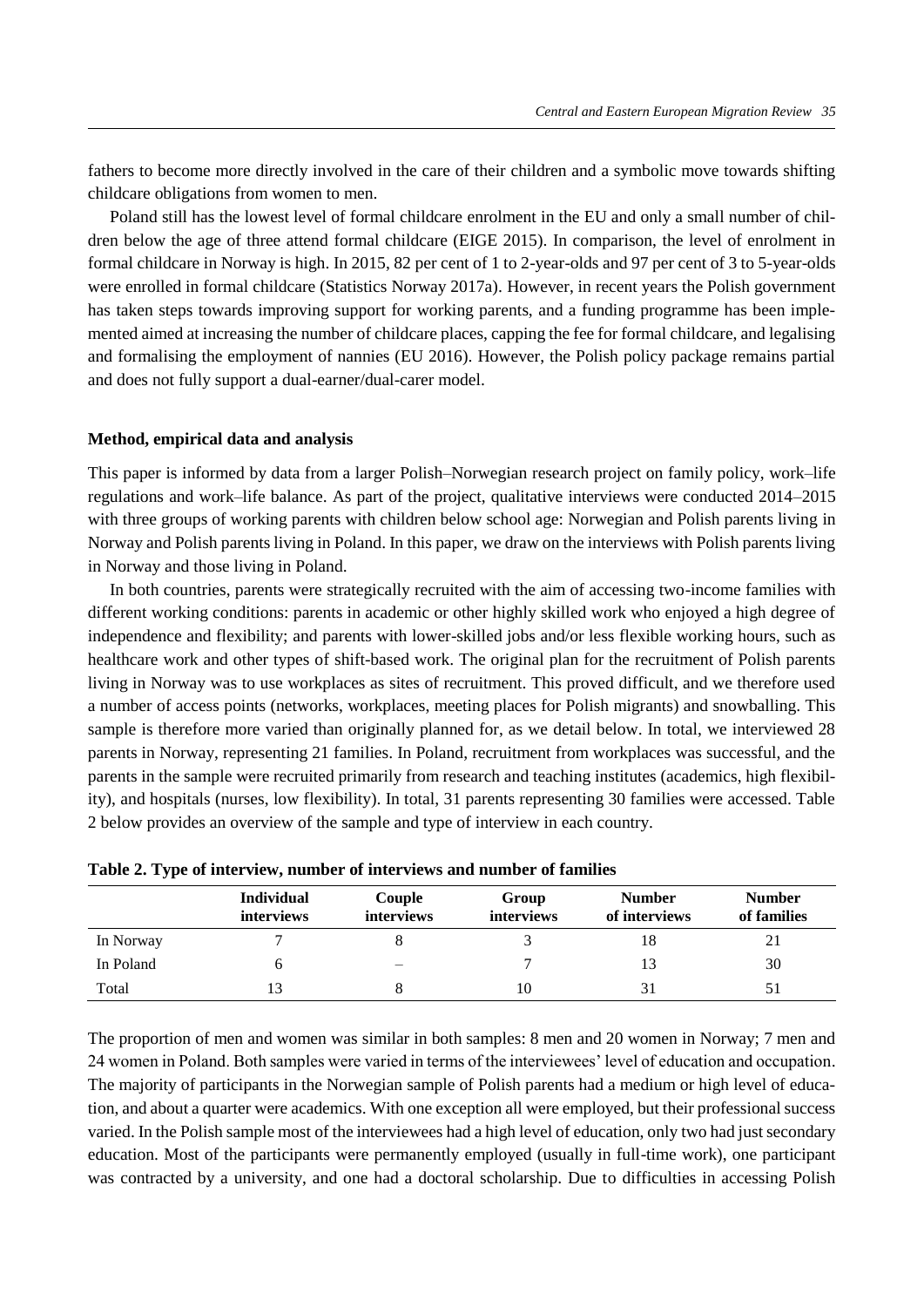fathers to become more directly involved in the care of their children and a symbolic move towards shifting childcare obligations from women to men.

Poland still has the lowest level of formal childcare enrolment in the EU and only a small number of children below the age of three attend formal childcare (EIGE 2015). In comparison, the level of enrolment in formal childcare in Norway is high. In 2015, 82 per cent of 1 to 2-year-olds and 97 per cent of 3 to 5-year-olds were enrolled in formal childcare (Statistics Norway 2017a). However, in recent years the Polish government has taken steps towards improving support for working parents, and a funding programme has been implemented aimed at increasing the number of childcare places, capping the fee for formal childcare, and legalising and formalising the employment of nannies (EU 2016). However, the Polish policy package remains partial and does not fully support a dual-earner/dual-carer model.

**Method, empirical data and analysis**

This paper is informed by data from a larger Polish–Norwegian research project on family policy, work–life regulations and work–life balance. As part of the project, qualitative interviews were conducted 2014–2015 with three groups of working parents with children below school age: Norwegian and Polish parents living in Norway and Polish parents living in Poland. In this paper, we draw on the interviews with Polish parents living in Norway and those living in Poland.

In both countries, parents were strategically recruited with the aim of accessing two-income families with different working conditions: parents in academic or other highly skilled work who enjoyed a high degree of independence and flexibility; and parents with lower-skilled jobs and/or less flexible working hours, such as healthcare work and other types of shift-based work. The original plan for the recruitment of Polish parents living in Norway was to use workplaces as sites of recruitment. This proved difficult, and we therefore used a number of access points (networks, workplaces, meeting places for Polish migrants) and snowballing. This sample is therefore more varied than originally planned for, as we detail below. In total, we interviewed 28 parents in Norway, representing 21 families. In Poland, recruitment from workplaces was successful, and the parents in the sample were recruited primarily from research and teaching institutes (academics, high flexibility), and hospitals (nurses, low flexibility). In total, 31 parents representing 30 families were accessed. Table 2 below provides an overview of the sample and type of interview in each country.

**Table 2. Type of interview, number of interviews and number of families**

| | Individual interviews | Couple interviews | Group interviews | Number of interviews | Number of families |
|---|---|---|---|---|---|
| In Norway | 7 | 8 | 3 | 18 | 21 |
| In Poland | 6 | – | 7 | 13 | 30 |
| Total | 13 | 8 | 10 | 31 | 51 |

The proportion of men and women was similar in both samples: 8 men and 20 women in Norway; 7 men and 24 women in Poland. Both samples were varied in terms of the interviewees' level of education and occupation. The majority of participants in the Norwegian sample of Polish parents had a medium or high level of education, and about a quarter were academics. With one exception all were employed, but their professional success varied. In the Polish sample most of the interviewees had a high level of education, only two had just secondary education. Most of the participants were permanently employed (usually in full-time work), one participant was contracted by a university, and one had a doctoral scholarship. Due to difficulties in accessing Polish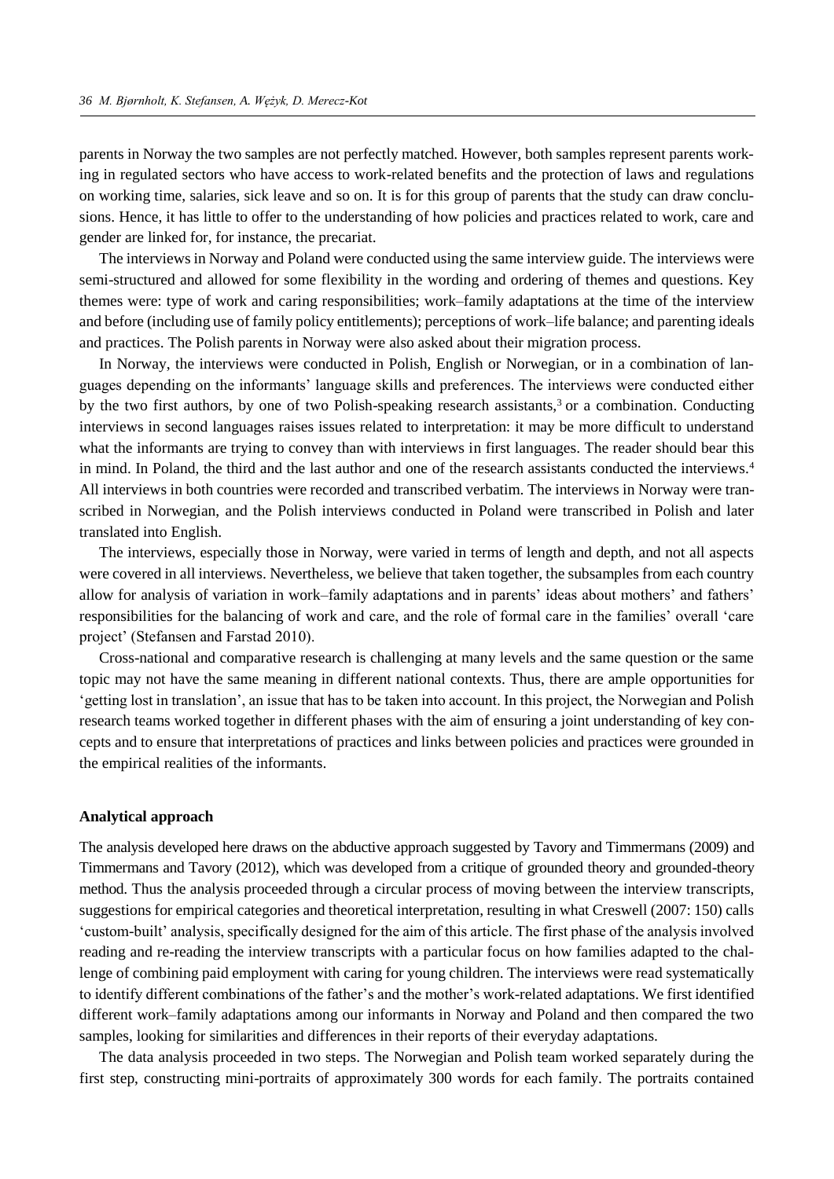parents in Norway the two samples are not perfectly matched. However, both samples represent parents working in regulated sectors who have access to work-related benefits and the protection of laws and regulations on working time, salaries, sick leave and so on. It is for this group of parents that the study can draw conclusions. Hence, it has little to offer to the understanding of how policies and practices related to work, care and gender are linked for, for instance, the precariat.

The interviews in Norway and Poland were conducted using the same interview guide. The interviews were semi-structured and allowed for some flexibility in the wording and ordering of themes and questions. Key themes were: type of work and caring responsibilities; work–family adaptations at the time of the interview and before (including use of family policy entitlements); perceptions of work–life balance; and parenting ideals and practices. The Polish parents in Norway were also asked about their migration process.

In Norway, the interviews were conducted in Polish, English or Norwegian, or in a combination of languages depending on the informants' language skills and preferences. The interviews were conducted either by the two first authors, by one of two Polish-speaking research assistants,[3] or a combination. Conducting interviews in second languages raises issues related to interpretation: it may be more difficult to understand what the informants are trying to convey than with interviews in first languages. The reader should bear this in mind. In Poland, the third and the last author and one of the research assistants conducted the interviews.[4] All interviews in both countries were recorded and transcribed verbatim. The interviews in Norway were transcribed in Norwegian, and the Polish interviews conducted in Poland were transcribed in Polish and later translated into English.

The interviews, especially those in Norway, were varied in terms of length and depth, and not all aspects were covered in all interviews. Nevertheless, we believe that taken together, the subsamples from each country allow for analysis of variation in work–family adaptations and in parents' ideas about mothers' and fathers' responsibilities for the balancing of work and care, and the role of formal care in the families' overall 'care project' (Stefansen and Farstad 2010).

Cross-national and comparative research is challenging at many levels and the same question or the same topic may not have the same meaning in different national contexts. Thus, there are ample opportunities for 'getting lost in translation', an issue that has to be taken into account. In this project, the Norwegian and Polish research teams worked together in different phases with the aim of ensuring a joint understanding of key concepts and to ensure that interpretations of practices and links between policies and practices were grounded in the empirical realities of the informants.

## Analytical approach

The analysis developed here draws on the abductive approach suggested by Tavory and Timmermans (2009) and Timmermans and Tavory (2012), which was developed from a critique of grounded theory and grounded-theory method. Thus the analysis proceeded through a circular process of moving between the interview transcripts, suggestions for empirical categories and theoretical interpretation, resulting in what Creswell (2007: 150) calls 'custom-built' analysis, specifically designed for the aim of this article. The first phase of the analysis involved reading and re-reading the interview transcripts with a particular focus on how families adapted to the challenge of combining paid employment with caring for young children. The interviews were read systematically to identify different combinations of the father's and the mother's work-related adaptations. We first identified different work–family adaptations among our informants in Norway and Poland and then compared the two samples, looking for similarities and differences in their reports of their everyday adaptations.

The data analysis proceeded in two steps. The Norwegian and Polish team worked separately during the first step, constructing mini-portraits of approximately 300 words for each family. The portraits contained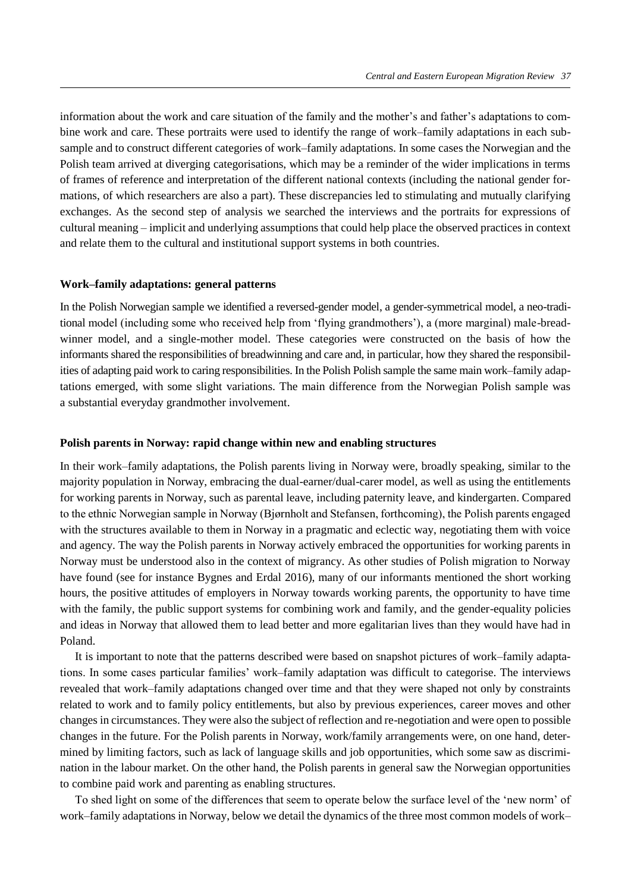information about the work and care situation of the family and the mother's and father's adaptations to combine work and care. These portraits were used to identify the range of work–family adaptations in each subsample and to construct different categories of work–family adaptations. In some cases the Norwegian and the Polish team arrived at diverging categorisations, which may be a reminder of the wider implications in terms of frames of reference and interpretation of the different national contexts (including the national gender formations, of which researchers are also a part). These discrepancies led to stimulating and mutually clarifying exchanges. As the second step of analysis we searched the interviews and the portraits for expressions of cultural meaning – implicit and underlying assumptions that could help place the observed practices in context and relate them to the cultural and institutional support systems in both countries.

**Work–family adaptations: general patterns**

In the Polish Norwegian sample we identified a reversed-gender model, a gender-symmetrical model, a neo-traditional model (including some who received help from 'flying grandmothers'), a (more marginal) male-breadwinner model, and a single-mother model. These categories were constructed on the basis of how the informants shared the responsibilities of breadwinning and care and, in particular, how they shared the responsibilities of adapting paid work to caring responsibilities. In the Polish Polish sample the same main work–family adaptations emerged, with some slight variations. The main difference from the Norwegian Polish sample was a substantial everyday grandmother involvement.

**Polish parents in Norway: rapid change within new and enabling structures**

In their work–family adaptations, the Polish parents living in Norway were, broadly speaking, similar to the majority population in Norway, embracing the dual-earner/dual-carer model, as well as using the entitlements for working parents in Norway, such as parental leave, including paternity leave, and kindergarten. Compared to the ethnic Norwegian sample in Norway (Bjørnholt and Stefansen, forthcoming), the Polish parents engaged with the structures available to them in Norway in a pragmatic and eclectic way, negotiating them with voice and agency. The way the Polish parents in Norway actively embraced the opportunities for working parents in Norway must be understood also in the context of migrancy. As other studies of Polish migration to Norway have found (see for instance Bygnes and Erdal 2016), many of our informants mentioned the short working hours, the positive attitudes of employers in Norway towards working parents, the opportunity to have time with the family, the public support systems for combining work and family, and the gender-equality policies and ideas in Norway that allowed them to lead better and more egalitarian lives than they would have had in Poland.

It is important to note that the patterns described were based on snapshot pictures of work–family adaptations. In some cases particular families' work–family adaptation was difficult to categorise. The interviews revealed that work–family adaptations changed over time and that they were shaped not only by constraints related to work and to family policy entitlements, but also by previous experiences, career moves and other changes in circumstances. They were also the subject of reflection and re-negotiation and were open to possible changes in the future. For the Polish parents in Norway, work/family arrangements were, on one hand, determined by limiting factors, such as lack of language skills and job opportunities, which some saw as discrimination in the labour market. On the other hand, the Polish parents in general saw the Norwegian opportunities to combine paid work and parenting as enabling structures.

To shed light on some of the differences that seem to operate below the surface level of the 'new norm' of work–family adaptations in Norway, below we detail the dynamics of the three most common models of work–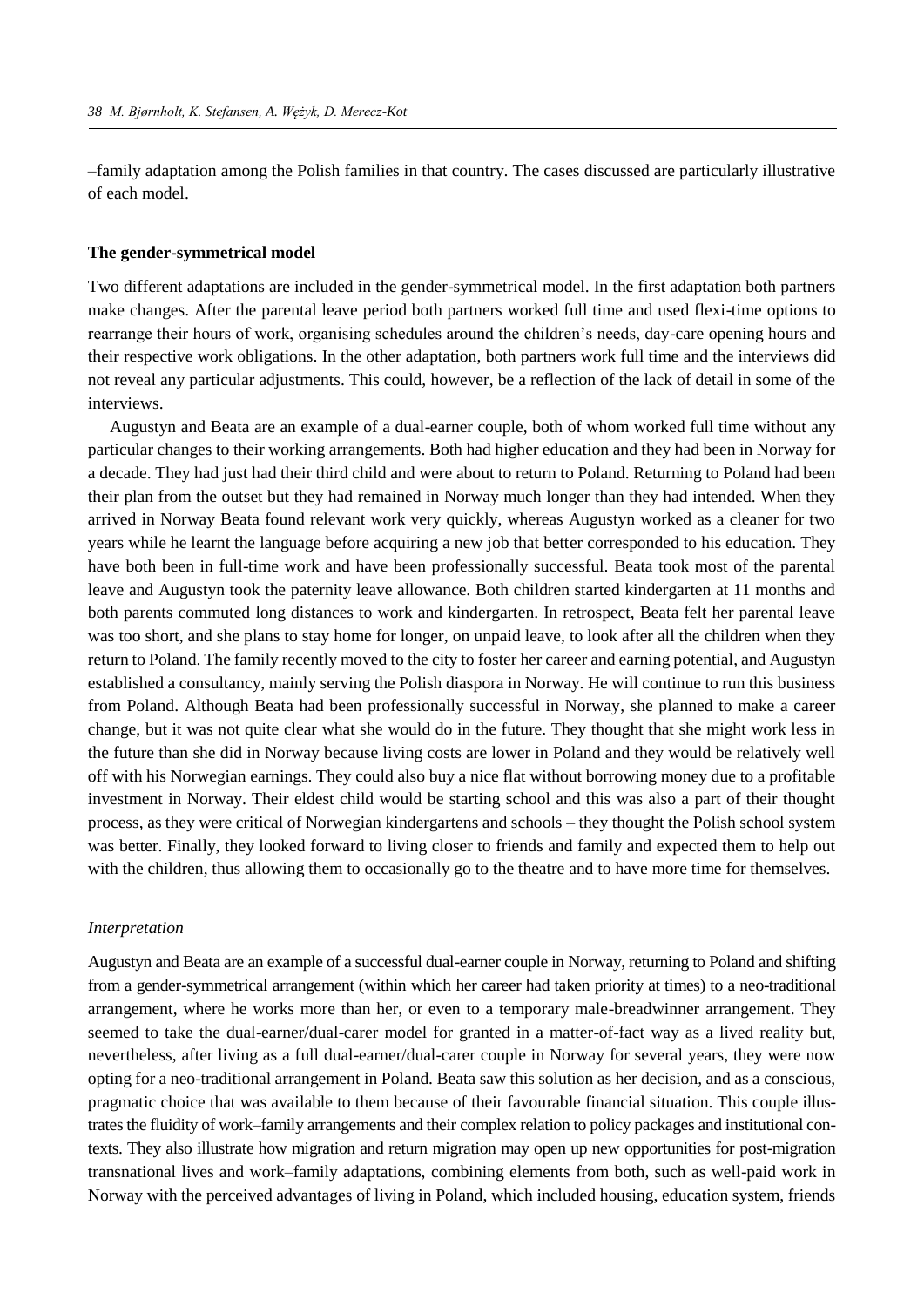–family adaptation among the Polish families in that country. The cases discussed are particularly illustrative of each model.

### The gender-symmetrical model

Two different adaptations are included in the gender-symmetrical model. In the first adaptation both partners make changes. After the parental leave period both partners worked full time and used flexi-time options to rearrange their hours of work, organising schedules around the children's needs, day-care opening hours and their respective work obligations. In the other adaptation, both partners work full time and the interviews did not reveal any particular adjustments. This could, however, be a reflection of the lack of detail in some of the interviews.

Augustyn and Beata are an example of a dual-earner couple, both of whom worked full time without any particular changes to their working arrangements. Both had higher education and they had been in Norway for a decade. They had just had their third child and were about to return to Poland. Returning to Poland had been their plan from the outset but they had remained in Norway much longer than they had intended. When they arrived in Norway Beata found relevant work very quickly, whereas Augustyn worked as a cleaner for two years while he learnt the language before acquiring a new job that better corresponded to his education. They have both been in full-time work and have been professionally successful. Beata took most of the parental leave and Augustyn took the paternity leave allowance. Both children started kindergarten at 11 months and both parents commuted long distances to work and kindergarten. In retrospect, Beata felt her parental leave was too short, and she plans to stay home for longer, on unpaid leave, to look after all the children when they return to Poland. The family recently moved to the city to foster her career and earning potential, and Augustyn established a consultancy, mainly serving the Polish diaspora in Norway. He will continue to run this business from Poland. Although Beata had been professionally successful in Norway, she planned to make a career change, but it was not quite clear what she would do in the future. They thought that she might work less in the future than she did in Norway because living costs are lower in Poland and they would be relatively well off with his Norwegian earnings. They could also buy a nice flat without borrowing money due to a profitable investment in Norway. Their eldest child would be starting school and this was also a part of their thought process, as they were critical of Norwegian kindergartens and schools – they thought the Polish school system was better. Finally, they looked forward to living closer to friends and family and expected them to help out with the children, thus allowing them to occasionally go to the theatre and to have more time for themselves.

#### *Interpretation*

Augustyn and Beata are an example of a successful dual-earner couple in Norway, returning to Poland and shifting from a gender-symmetrical arrangement (within which her career had taken priority at times) to a neo-traditional arrangement, where he works more than her, or even to a temporary male-breadwinner arrangement. They seemed to take the dual-earner/dual-carer model for granted in a matter-of-fact way as a lived reality but, nevertheless, after living as a full dual-earner/dual-carer couple in Norway for several years, they were now opting for a neo-traditional arrangement in Poland. Beata saw this solution as her decision, and as a conscious, pragmatic choice that was available to them because of their favourable financial situation. This couple illustrates the fluidity of work–family arrangements and their complex relation to policy packages and institutional contexts. They also illustrate how migration and return migration may open up new opportunities for post-migration transnational lives and work–family adaptations, combining elements from both, such as well-paid work in Norway with the perceived advantages of living in Poland, which included housing, education system, friends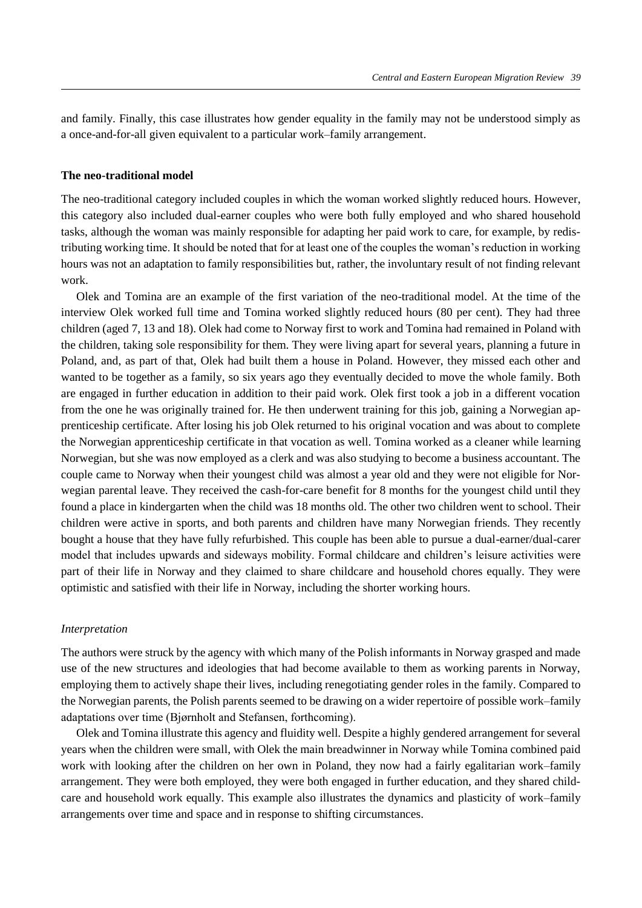and family. Finally, this case illustrates how gender equality in the family may not be understood simply as a once-and-for-all given equivalent to a particular work–family arrangement.

### The neo-traditional model

The neo-traditional category included couples in which the woman worked slightly reduced hours. However, this category also included dual-earner couples who were both fully employed and who shared household tasks, although the woman was mainly responsible for adapting her paid work to care, for example, by redistributing working time. It should be noted that for at least one of the couples the woman's reduction in working hours was not an adaptation to family responsibilities but, rather, the involuntary result of not finding relevant work.

Olek and Tomina are an example of the first variation of the neo-traditional model. At the time of the interview Olek worked full time and Tomina worked slightly reduced hours (80 per cent). They had three children (aged 7, 13 and 18). Olek had come to Norway first to work and Tomina had remained in Poland with the children, taking sole responsibility for them. They were living apart for several years, planning a future in Poland, and, as part of that, Olek had built them a house in Poland. However, they missed each other and wanted to be together as a family, so six years ago they eventually decided to move the whole family. Both are engaged in further education in addition to their paid work. Olek first took a job in a different vocation from the one he was originally trained for. He then underwent training for this job, gaining a Norwegian apprenticeship certificate. After losing his job Olek returned to his original vocation and was about to complete the Norwegian apprenticeship certificate in that vocation as well. Tomina worked as a cleaner while learning Norwegian, but she was now employed as a clerk and was also studying to become a business accountant. The couple came to Norway when their youngest child was almost a year old and they were not eligible for Norwegian parental leave. They received the cash-for-care benefit for 8 months for the youngest child until they found a place in kindergarten when the child was 18 months old. The other two children went to school. Their children were active in sports, and both parents and children have many Norwegian friends. They recently bought a house that they have fully refurbished. This couple has been able to pursue a dual-earner/dual-carer model that includes upwards and sideways mobility. Formal childcare and children's leisure activities were part of their life in Norway and they claimed to share childcare and household chores equally. They were optimistic and satisfied with their life in Norway, including the shorter working hours.

#### *Interpretation*

The authors were struck by the agency with which many of the Polish informants in Norway grasped and made use of the new structures and ideologies that had become available to them as working parents in Norway, employing them to actively shape their lives, including renegotiating gender roles in the family. Compared to the Norwegian parents, the Polish parents seemed to be drawing on a wider repertoire of possible work–family adaptations over time (Bjørnholt and Stefansen, forthcoming).

Olek and Tomina illustrate this agency and fluidity well. Despite a highly gendered arrangement for several years when the children were small, with Olek the main breadwinner in Norway while Tomina combined paid work with looking after the children on her own in Poland, they now had a fairly egalitarian work–family arrangement. They were both employed, they were both engaged in further education, and they shared childcare and household work equally. This example also illustrates the dynamics and plasticity of work–family arrangements over time and space and in response to shifting circumstances.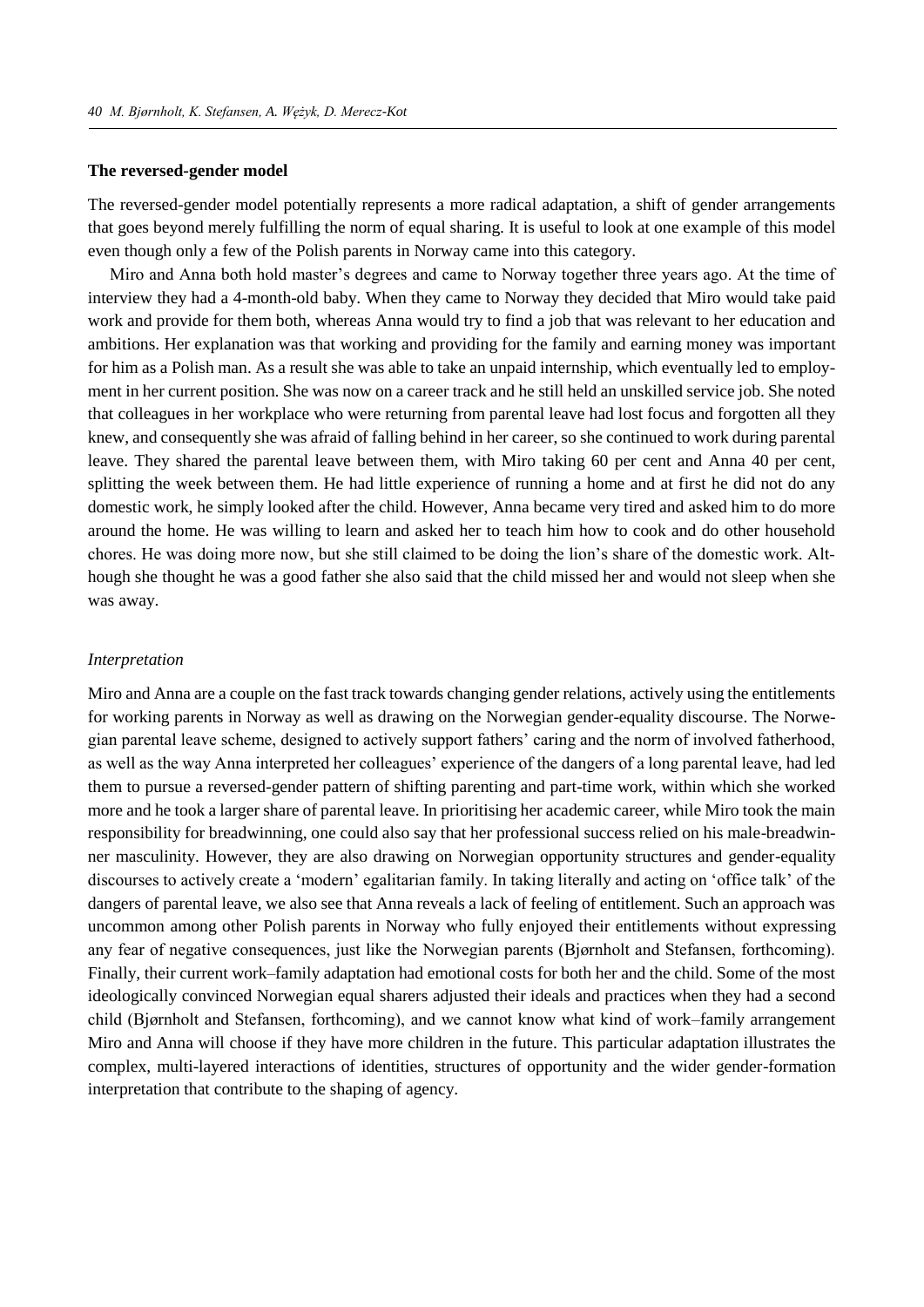### The reversed-gender model

The reversed-gender model potentially represents a more radical adaptation, a shift of gender arrangements that goes beyond merely fulfilling the norm of equal sharing. It is useful to look at one example of this model even though only a few of the Polish parents in Norway came into this category.

Miro and Anna both hold master's degrees and came to Norway together three years ago. At the time of interview they had a 4-month-old baby. When they came to Norway they decided that Miro would take paid work and provide for them both, whereas Anna would try to find a job that was relevant to her education and ambitions. Her explanation was that working and providing for the family and earning money was important for him as a Polish man. As a result she was able to take an unpaid internship, which eventually led to employment in her current position. She was now on a career track and he still held an unskilled service job. She noted that colleagues in her workplace who were returning from parental leave had lost focus and forgotten all they knew, and consequently she was afraid of falling behind in her career, so she continued to work during parental leave. They shared the parental leave between them, with Miro taking 60 per cent and Anna 40 per cent, splitting the week between them. He had little experience of running a home and at first he did not do any domestic work, he simply looked after the child. However, Anna became very tired and asked him to do more around the home. He was willing to learn and asked her to teach him how to cook and do other household chores. He was doing more now, but she still claimed to be doing the lion's share of the domestic work. Although she thought he was a good father she also said that the child missed her and would not sleep when she was away.

#### *Interpretation*

Miro and Anna are a couple on the fast track towards changing gender relations, actively using the entitlements for working parents in Norway as well as drawing on the Norwegian gender-equality discourse. The Norwegian parental leave scheme, designed to actively support fathers' caring and the norm of involved fatherhood, as well as the way Anna interpreted her colleagues' experience of the dangers of a long parental leave, had led them to pursue a reversed-gender pattern of shifting parenting and part-time work, within which she worked more and he took a larger share of parental leave. In prioritising her academic career, while Miro took the main responsibility for breadwinning, one could also say that her professional success relied on his male-breadwinner masculinity. However, they are also drawing on Norwegian opportunity structures and gender-equality discourses to actively create a 'modern' egalitarian family. In taking literally and acting on 'office talk' of the dangers of parental leave, we also see that Anna reveals a lack of feeling of entitlement. Such an approach was uncommon among other Polish parents in Norway who fully enjoyed their entitlements without expressing any fear of negative consequences, just like the Norwegian parents (Bjørnholt and Stefansen, forthcoming). Finally, their current work–family adaptation had emotional costs for both her and the child. Some of the most ideologically convinced Norwegian equal sharers adjusted their ideals and practices when they had a second child (Bjørnholt and Stefansen, forthcoming), and we cannot know what kind of work–family arrangement Miro and Anna will choose if they have more children in the future. This particular adaptation illustrates the complex, multi-layered interactions of identities, structures of opportunity and the wider gender-formation interpretation that contribute to the shaping of agency.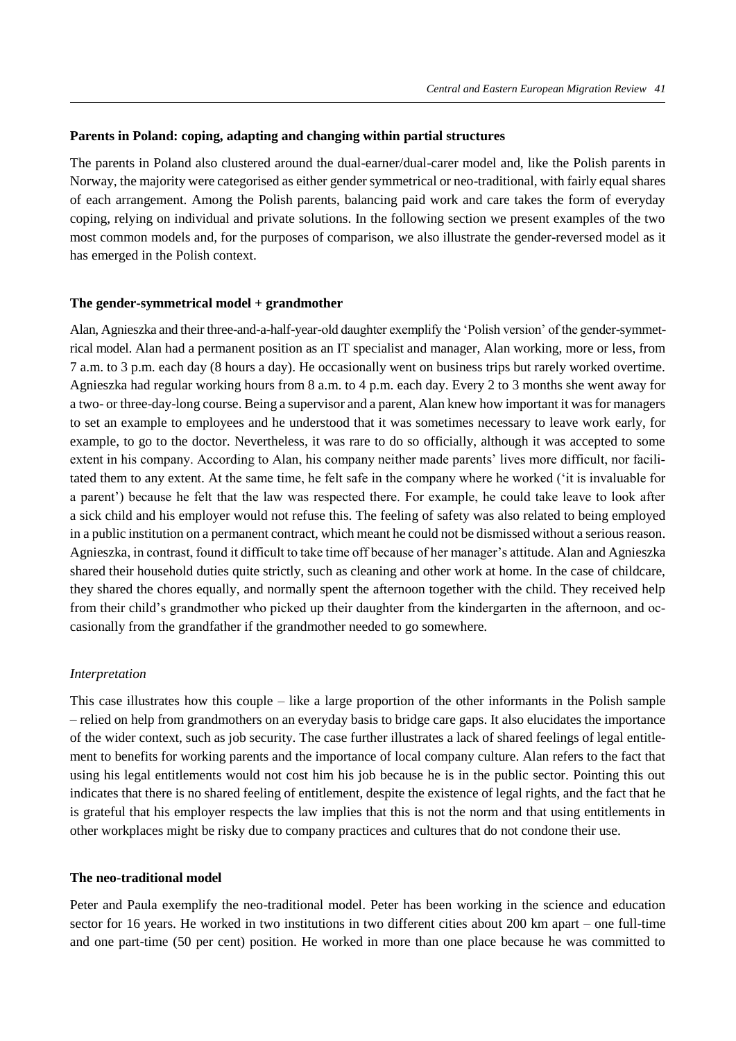## Parents in Poland: coping, adapting and changing within partial structures

The parents in Poland also clustered around the dual-earner/dual-carer model and, like the Polish parents in Norway, the majority were categorised as either gender symmetrical or neo-traditional, with fairly equal shares of each arrangement. Among the Polish parents, balancing paid work and care takes the form of everyday coping, relying on individual and private solutions. In the following section we present examples of the two most common models and, for the purposes of comparison, we also illustrate the gender-reversed model as it has emerged in the Polish context.

### The gender-symmetrical model + grandmother

Alan, Agnieszka and their three-and-a-half-year-old daughter exemplify the 'Polish version' of the gender-symmetrical model. Alan had a permanent position as an IT specialist and manager, Alan working, more or less, from 7 a.m. to 3 p.m. each day (8 hours a day). He occasionally went on business trips but rarely worked overtime. Agnieszka had regular working hours from 8 a.m. to 4 p.m. each day. Every 2 to 3 months she went away for a two- or three-day-long course. Being a supervisor and a parent, Alan knew how important it was for managers to set an example to employees and he understood that it was sometimes necessary to leave work early, for example, to go to the doctor. Nevertheless, it was rare to do so officially, although it was accepted to some extent in his company. According to Alan, his company neither made parents' lives more difficult, nor facilitated them to any extent. At the same time, he felt safe in the company where he worked ('it is invaluable for a parent') because he felt that the law was respected there. For example, he could take leave to look after a sick child and his employer would not refuse this. The feeling of safety was also related to being employed in a public institution on a permanent contract, which meant he could not be dismissed without a serious reason. Agnieszka, in contrast, found it difficult to take time off because of her manager's attitude. Alan and Agnieszka shared their household duties quite strictly, such as cleaning and other work at home. In the case of childcare, they shared the chores equally, and normally spent the afternoon together with the child. They received help from their child's grandmother who picked up their daughter from the kindergarten in the afternoon, and occasionally from the grandfather if the grandmother needed to go somewhere.

*Interpretation*

This case illustrates how this couple – like a large proportion of the other informants in the Polish sample – relied on help from grandmothers on an everyday basis to bridge care gaps. It also elucidates the importance of the wider context, such as job security. The case further illustrates a lack of shared feelings of legal entitlement to benefits for working parents and the importance of local company culture. Alan refers to the fact that using his legal entitlements would not cost him his job because he is in the public sector. Pointing this out indicates that there is no shared feeling of entitlement, despite the existence of legal rights, and the fact that he is grateful that his employer respects the law implies that this is not the norm and that using entitlements in other workplaces might be risky due to company practices and cultures that do not condone their use.

### The neo-traditional model

Peter and Paula exemplify the neo-traditional model. Peter has been working in the science and education sector for 16 years. He worked in two institutions in two different cities about 200 km apart – one full-time and one part-time (50 per cent) position. He worked in more than one place because he was committed to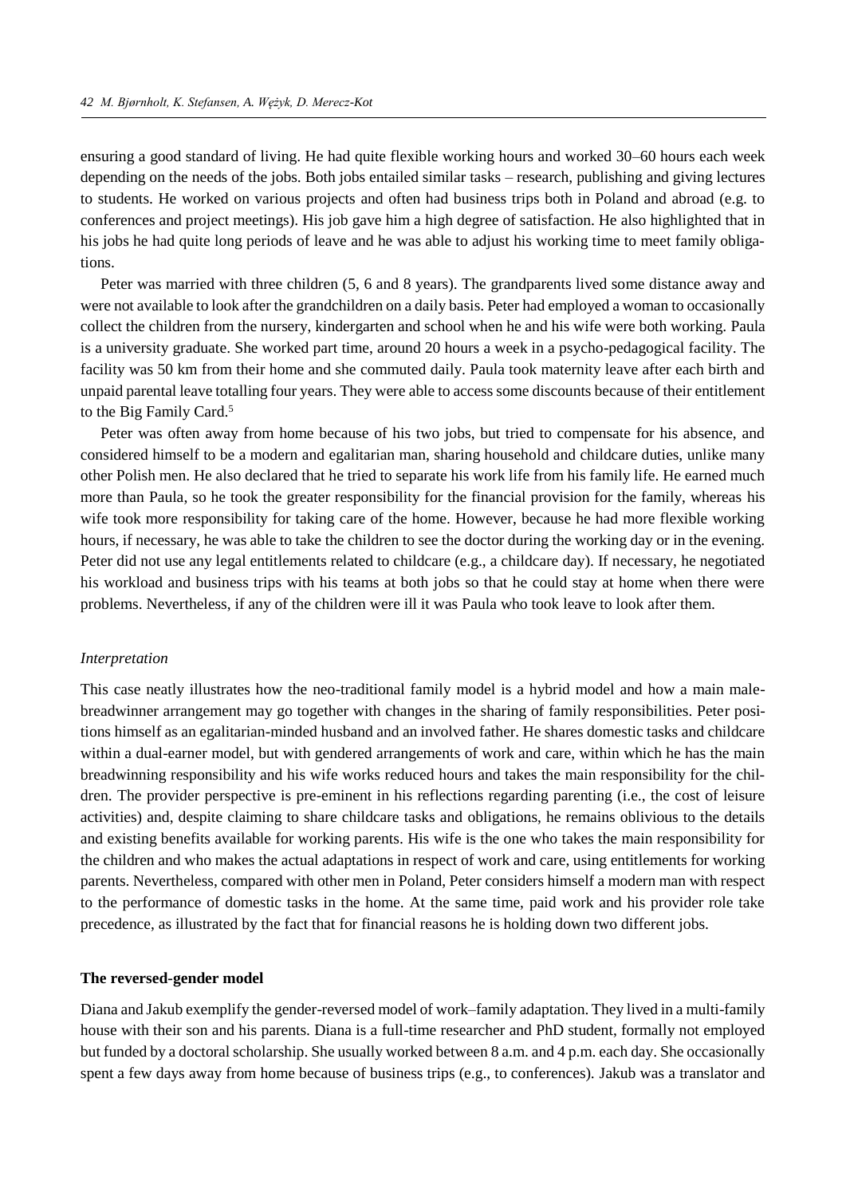ensuring a good standard of living. He had quite flexible working hours and worked 30–60 hours each week depending on the needs of the jobs. Both jobs entailed similar tasks – research, publishing and giving lectures to students. He worked on various projects and often had business trips both in Poland and abroad (e.g. to conferences and project meetings). His job gave him a high degree of satisfaction. He also highlighted that in his jobs he had quite long periods of leave and he was able to adjust his working time to meet family obligations.

Peter was married with three children (5, 6 and 8 years). The grandparents lived some distance away and were not available to look after the grandchildren on a daily basis. Peter had employed a woman to occasionally collect the children from the nursery, kindergarten and school when he and his wife were both working. Paula is a university graduate. She worked part time, around 20 hours a week in a psycho-pedagogical facility. The facility was 50 km from their home and she commuted daily. Paula took maternity leave after each birth and unpaid parental leave totalling four years. They were able to access some discounts because of their entitlement to the Big Family Card.[5]

Peter was often away from home because of his two jobs, but tried to compensate for his absence, and considered himself to be a modern and egalitarian man, sharing household and childcare duties, unlike many other Polish men. He also declared that he tried to separate his work life from his family life. He earned much more than Paula, so he took the greater responsibility for the financial provision for the family, whereas his wife took more responsibility for taking care of the home. However, because he had more flexible working hours, if necessary, he was able to take the children to see the doctor during the working day or in the evening. Peter did not use any legal entitlements related to childcare (e.g., a childcare day). If necessary, he negotiated his workload and business trips with his teams at both jobs so that he could stay at home when there were problems. Nevertheless, if any of the children were ill it was Paula who took leave to look after them.

*Interpretation*

This case neatly illustrates how the neo-traditional family model is a hybrid model and how a main male-breadwinner arrangement may go together with changes in the sharing of family responsibilities. Peter positions himself as an egalitarian-minded husband and an involved father. He shares domestic tasks and childcare within a dual-earner model, but with gendered arrangements of work and care, within which he has the main breadwinning responsibility and his wife works reduced hours and takes the main responsibility for the children. The provider perspective is pre-eminent in his reflections regarding parenting (i.e., the cost of leisure activities) and, despite claiming to share childcare tasks and obligations, he remains oblivious to the details and existing benefits available for working parents. His wife is the one who takes the main responsibility for the children and who makes the actual adaptations in respect of work and care, using entitlements for working parents. Nevertheless, compared with other men in Poland, Peter considers himself a modern man with respect to the performance of domestic tasks in the home. At the same time, paid work and his provider role take precedence, as illustrated by the fact that for financial reasons he is holding down two different jobs.

**The reversed-gender model**

Diana and Jakub exemplify the gender-reversed model of work–family adaptation. They lived in a multi-family house with their son and his parents. Diana is a full-time researcher and PhD student, formally not employed but funded by a doctoral scholarship. She usually worked between 8 a.m. and 4 p.m. each day. She occasionally spent a few days away from home because of business trips (e.g., to conferences). Jakub was a translator and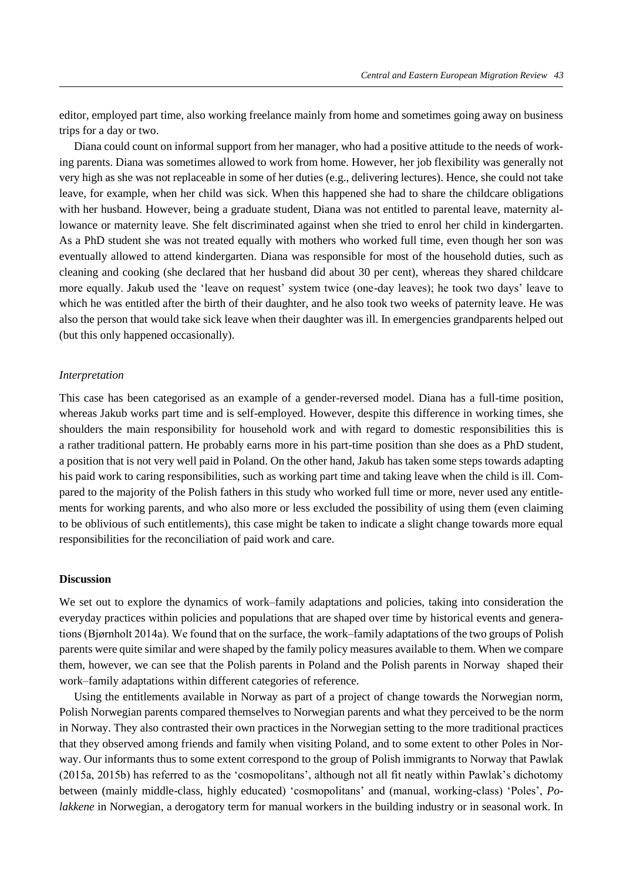editor, employed part time, also working freelance mainly from home and sometimes going away on business trips for a day or two.

Diana could count on informal support from her manager, who had a positive attitude to the needs of working parents. Diana was sometimes allowed to work from home. However, her job flexibility was generally not very high as she was not replaceable in some of her duties (e.g., delivering lectures). Hence, she could not take leave, for example, when her child was sick. When this happened she had to share the childcare obligations with her husband. However, being a graduate student, Diana was not entitled to parental leave, maternity allowance or maternity leave. She felt discriminated against when she tried to enrol her child in kindergarten. As a PhD student she was not treated equally with mothers who worked full time, even though her son was eventually allowed to attend kindergarten. Diana was responsible for most of the household duties, such as cleaning and cooking (she declared that her husband did about 30 per cent), whereas they shared childcare more equally. Jakub used the 'leave on request' system twice (one-day leaves); he took two days' leave to which he was entitled after the birth of their daughter, and he also took two weeks of paternity leave. He was also the person that would take sick leave when their daughter was ill. In emergencies grandparents helped out (but this only happened occasionally).

*Interpretation*

This case has been categorised as an example of a gender-reversed model. Diana has a full-time position, whereas Jakub works part time and is self-employed. However, despite this difference in working times, she shoulders the main responsibility for household work and with regard to domestic responsibilities this is a rather traditional pattern. He probably earns more in his part-time position than she does as a PhD student, a position that is not very well paid in Poland. On the other hand, Jakub has taken some steps towards adapting his paid work to caring responsibilities, such as working part time and taking leave when the child is ill. Compared to the majority of the Polish fathers in this study who worked full time or more, never used any entitlements for working parents, and who also more or less excluded the possibility of using them (even claiming to be oblivious of such entitlements), this case might be taken to indicate a slight change towards more equal responsibilities for the reconciliation of paid work and care.

## Discussion

We set out to explore the dynamics of work–family adaptations and policies, taking into consideration the everyday practices within policies and populations that are shaped over time by historical events and generations (Bjørnholt 2014a). We found that on the surface, the work–family adaptations of the two groups of Polish parents were quite similar and were shaped by the family policy measures available to them. When we compare them, however, we can see that the Polish parents in Poland and the Polish parents in Norway shaped their work–family adaptations within different categories of reference.

Using the entitlements available in Norway as part of a project of change towards the Norwegian norm, Polish Norwegian parents compared themselves to Norwegian parents and what they perceived to be the norm in Norway. They also contrasted their own practices in the Norwegian setting to the more traditional practices that they observed among friends and family when visiting Poland, and to some extent to other Poles in Norway. Our informants thus to some extent correspond to the group of Polish immigrants to Norway that Pawlak (2015a, 2015b) has referred to as the 'cosmopolitans', although not all fit neatly within Pawlak's dichotomy between (mainly middle-class, highly educated) 'cosmopolitans' and (manual, working-class) 'Poles', *Polakkene* in Norwegian, a derogatory term for manual workers in the building industry or in seasonal work. In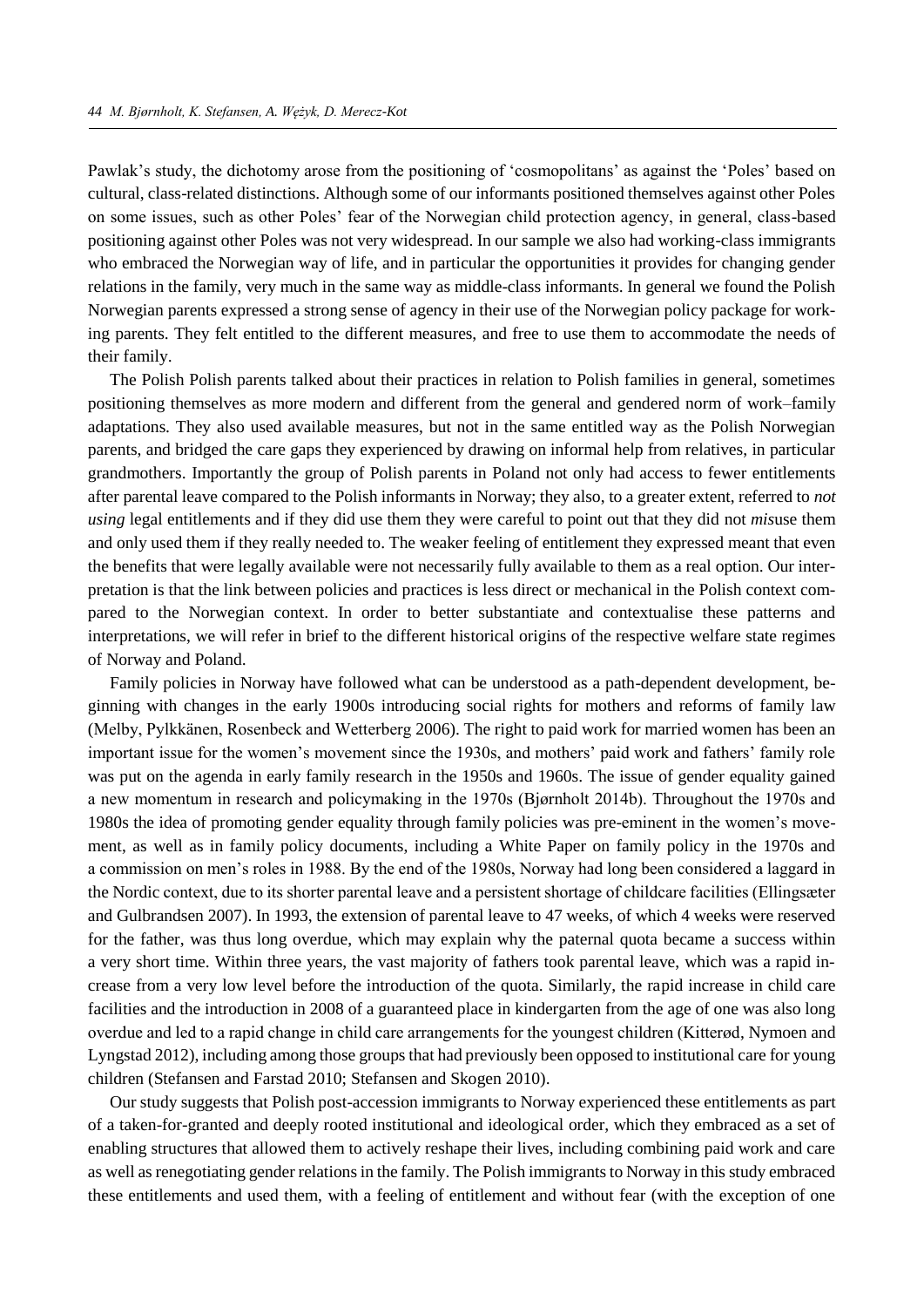Pawlak's study, the dichotomy arose from the positioning of 'cosmopolitans' as against the 'Poles' based on cultural, class-related distinctions. Although some of our informants positioned themselves against other Poles on some issues, such as other Poles' fear of the Norwegian child protection agency, in general, class-based positioning against other Poles was not very widespread. In our sample we also had working-class immigrants who embraced the Norwegian way of life, and in particular the opportunities it provides for changing gender relations in the family, very much in the same way as middle-class informants. In general we found the Polish Norwegian parents expressed a strong sense of agency in their use of the Norwegian policy package for working parents. They felt entitled to the different measures, and free to use them to accommodate the needs of their family.

The Polish Polish parents talked about their practices in relation to Polish families in general, sometimes positioning themselves as more modern and different from the general and gendered norm of work–family adaptations. They also used available measures, but not in the same entitled way as the Polish Norwegian parents, and bridged the care gaps they experienced by drawing on informal help from relatives, in particular grandmothers. Importantly the group of Polish parents in Poland not only had access to fewer entitlements after parental leave compared to the Polish informants in Norway; they also, to a greater extent, referred to *not using* legal entitlements and if they did use them they were careful to point out that they did not *mis*use them and only used them if they really needed to. The weaker feeling of entitlement they expressed meant that even the benefits that were legally available were not necessarily fully available to them as a real option. Our interpretation is that the link between policies and practices is less direct or mechanical in the Polish context compared to the Norwegian context. In order to better substantiate and contextualise these patterns and interpretations, we will refer in brief to the different historical origins of the respective welfare state regimes of Norway and Poland.

Family policies in Norway have followed what can be understood as a path-dependent development, beginning with changes in the early 1900s introducing social rights for mothers and reforms of family law (Melby, Pylkkänen, Rosenbeck and Wetterberg 2006). The right to paid work for married women has been an important issue for the women's movement since the 1930s, and mothers' paid work and fathers' family role was put on the agenda in early family research in the 1950s and 1960s. The issue of gender equality gained a new momentum in research and policymaking in the 1970s (Bjørnholt 2014b). Throughout the 1970s and 1980s the idea of promoting gender equality through family policies was pre-eminent in the women's movement, as well as in family policy documents, including a White Paper on family policy in the 1970s and a commission on men's roles in 1988. By the end of the 1980s, Norway had long been considered a laggard in the Nordic context, due to its shorter parental leave and a persistent shortage of childcare facilities (Ellingsæter and Gulbrandsen 2007). In 1993, the extension of parental leave to 47 weeks, of which 4 weeks were reserved for the father, was thus long overdue, which may explain why the paternal quota became a success within a very short time. Within three years, the vast majority of fathers took parental leave, which was a rapid increase from a very low level before the introduction of the quota. Similarly, the rapid increase in child care facilities and the introduction in 2008 of a guaranteed place in kindergarten from the age of one was also long overdue and led to a rapid change in child care arrangements for the youngest children (Kitterød, Nymoen and Lyngstad 2012), including among those groups that had previously been opposed to institutional care for young children (Stefansen and Farstad 2010; Stefansen and Skogen 2010).

Our study suggests that Polish post-accession immigrants to Norway experienced these entitlements as part of a taken-for-granted and deeply rooted institutional and ideological order, which they embraced as a set of enabling structures that allowed them to actively reshape their lives, including combining paid work and care as well as renegotiating gender relations in the family. The Polish immigrants to Norway in this study embraced these entitlements and used them, with a feeling of entitlement and without fear (with the exception of one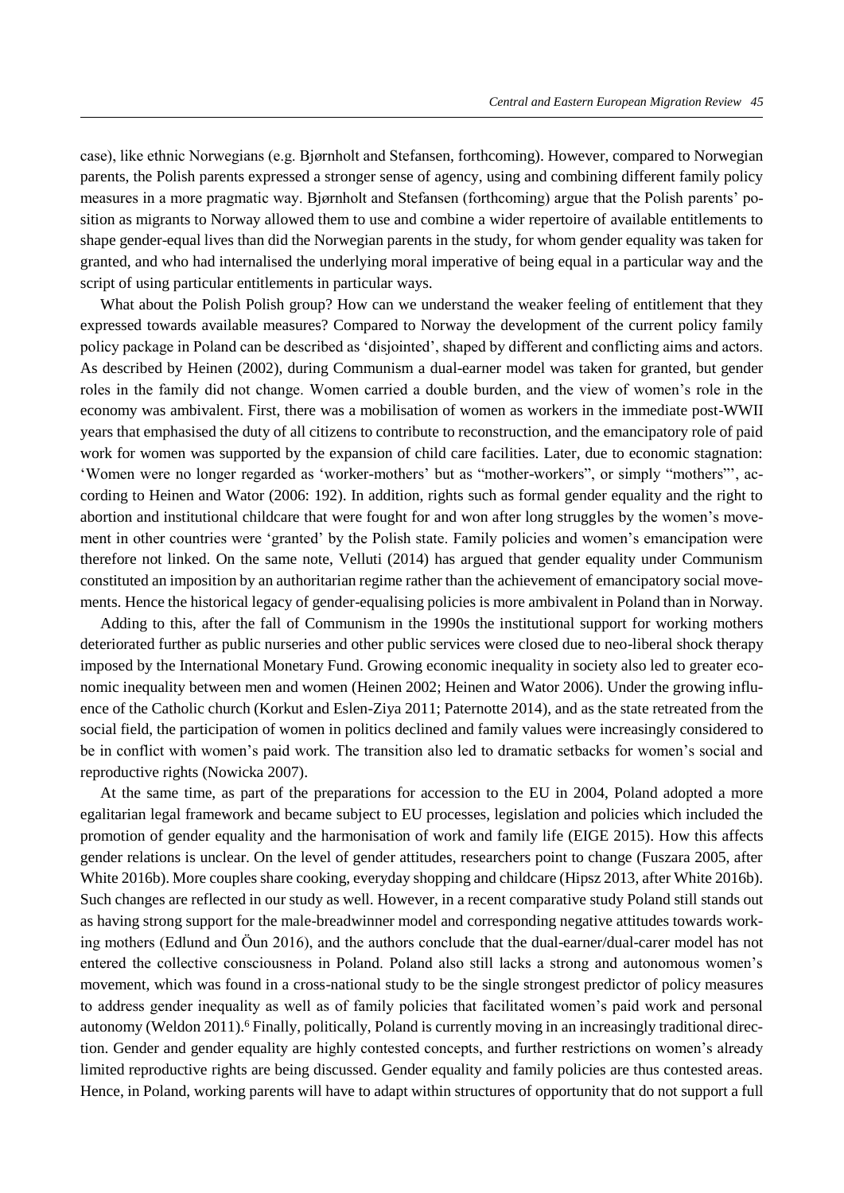case), like ethnic Norwegians (e.g. Bjørnholt and Stefansen, forthcoming). However, compared to Norwegian parents, the Polish parents expressed a stronger sense of agency, using and combining different family policy measures in a more pragmatic way. Bjørnholt and Stefansen (forthcoming) argue that the Polish parents' position as migrants to Norway allowed them to use and combine a wider repertoire of available entitlements to shape gender-equal lives than did the Norwegian parents in the study, for whom gender equality was taken for granted, and who had internalised the underlying moral imperative of being equal in a particular way and the script of using particular entitlements in particular ways.

What about the Polish Polish group? How can we understand the weaker feeling of entitlement that they expressed towards available measures? Compared to Norway the development of the current policy family policy package in Poland can be described as 'disjointed', shaped by different and conflicting aims and actors. As described by Heinen (2002), during Communism a dual-earner model was taken for granted, but gender roles in the family did not change. Women carried a double burden, and the view of women's role in the economy was ambivalent. First, there was a mobilisation of women as workers in the immediate post-WWII years that emphasised the duty of all citizens to contribute to reconstruction, and the emancipatory role of paid work for women was supported by the expansion of child care facilities. Later, due to economic stagnation: 'Women were no longer regarded as 'worker-mothers' but as "mother-workers", or simply "mothers"', according to Heinen and Wator (2006: 192). In addition, rights such as formal gender equality and the right to abortion and institutional childcare that were fought for and won after long struggles by the women's movement in other countries were 'granted' by the Polish state. Family policies and women's emancipation were therefore not linked. On the same note, Velluti (2014) has argued that gender equality under Communism constituted an imposition by an authoritarian regime rather than the achievement of emancipatory social movements. Hence the historical legacy of gender-equalising policies is more ambivalent in Poland than in Norway.

Adding to this, after the fall of Communism in the 1990s the institutional support for working mothers deteriorated further as public nurseries and other public services were closed due to neo-liberal shock therapy imposed by the International Monetary Fund. Growing economic inequality in society also led to greater economic inequality between men and women (Heinen 2002; Heinen and Wator 2006). Under the growing influence of the Catholic church (Korkut and Eslen-Ziya 2011; Paternotte 2014), and as the state retreated from the social field, the participation of women in politics declined and family values were increasingly considered to be in conflict with women's paid work. The transition also led to dramatic setbacks for women's social and reproductive rights (Nowicka 2007).

At the same time, as part of the preparations for accession to the EU in 2004, Poland adopted a more egalitarian legal framework and became subject to EU processes, legislation and policies which included the promotion of gender equality and the harmonisation of work and family life (EIGE 2015). How this affects gender relations is unclear. On the level of gender attitudes, researchers point to change (Fuszara 2005, after White 2016b). More couples share cooking, everyday shopping and childcare (Hipsz 2013, after White 2016b). Such changes are reflected in our study as well. However, in a recent comparative study Poland still stands out as having strong support for the male-breadwinner model and corresponding negative attitudes towards working mothers (Edlund and Öun 2016), and the authors conclude that the dual-earner/dual-carer model has not entered the collective consciousness in Poland. Poland also still lacks a strong and autonomous women's movement, which was found in a cross-national study to be the single strongest predictor of policy measures to address gender inequality as well as of family policies that facilitated women's paid work and personal autonomy (Weldon 2011).[6] Finally, politically, Poland is currently moving in an increasingly traditional direction. Gender and gender equality are highly contested concepts, and further restrictions on women's already limited reproductive rights are being discussed. Gender equality and family policies are thus contested areas. Hence, in Poland, working parents will have to adapt within structures of opportunity that do not support a full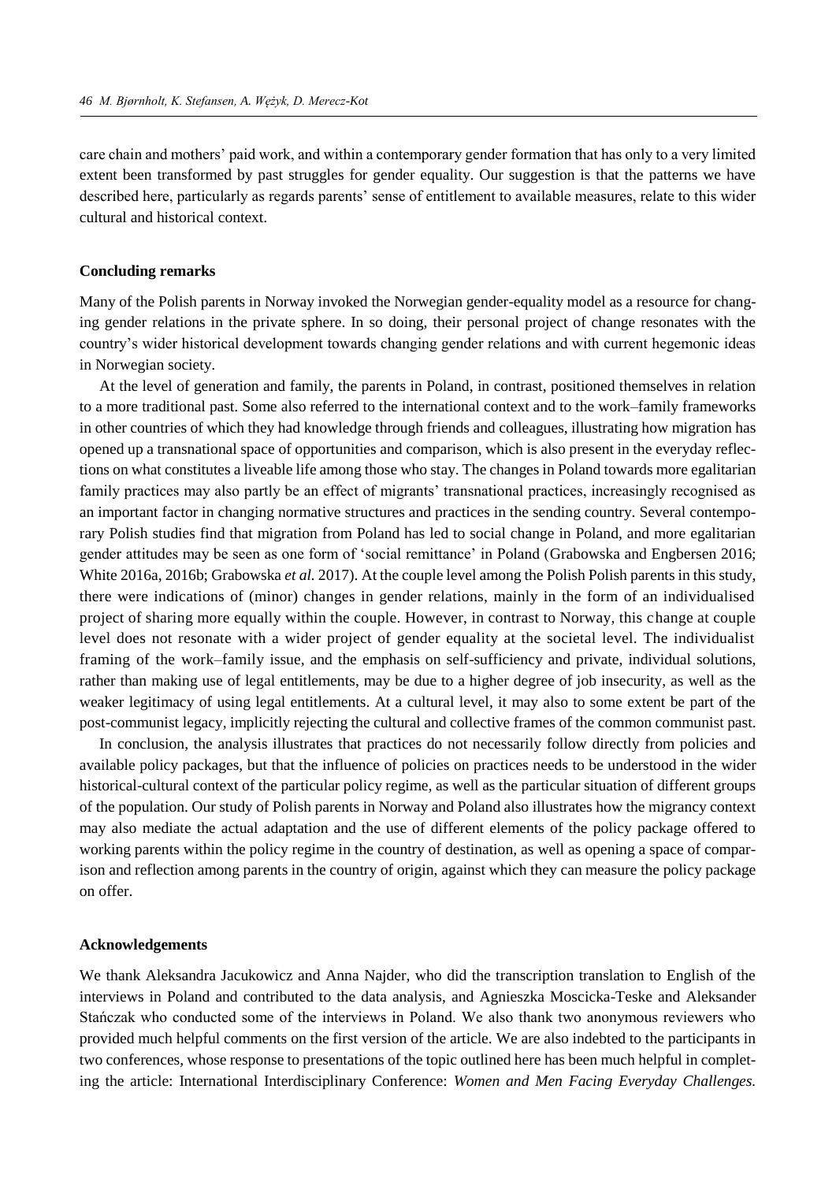care chain and mothers' paid work, and within a contemporary gender formation that has only to a very limited extent been transformed by past struggles for gender equality. Our suggestion is that the patterns we have described here, particularly as regards parents' sense of entitlement to available measures, relate to this wider cultural and historical context.

#### Concluding remarks

Many of the Polish parents in Norway invoked the Norwegian gender-equality model as a resource for changing gender relations in the private sphere. In so doing, their personal project of change resonates with the country's wider historical development towards changing gender relations and with current hegemonic ideas in Norwegian society.

At the level of generation and family, the parents in Poland, in contrast, positioned themselves in relation to a more traditional past. Some also referred to the international context and to the work–family frameworks in other countries of which they had knowledge through friends and colleagues, illustrating how migration has opened up a transnational space of opportunities and comparison, which is also present in the everyday reflections on what constitutes a liveable life among those who stay. The changes in Poland towards more egalitarian family practices may also partly be an effect of migrants' transnational practices, increasingly recognised as an important factor in changing normative structures and practices in the sending country. Several contemporary Polish studies find that migration from Poland has led to social change in Poland, and more egalitarian gender attitudes may be seen as one form of 'social remittance' in Poland (Grabowska and Engbersen 2016; White 2016a, 2016b; Grabowska *et al.* 2017). At the couple level among the Polish Polish parents in this study, there were indications of (minor) changes in gender relations, mainly in the form of an individualised project of sharing more equally within the couple. However, in contrast to Norway, this change at couple level does not resonate with a wider project of gender equality at the societal level. The individualist framing of the work–family issue, and the emphasis on self-sufficiency and private, individual solutions, rather than making use of legal entitlements, may be due to a higher degree of job insecurity, as well as the weaker legitimacy of using legal entitlements. At a cultural level, it may also to some extent be part of the post-communist legacy, implicitly rejecting the cultural and collective frames of the common communist past.

In conclusion, the analysis illustrates that practices do not necessarily follow directly from policies and available policy packages, but that the influence of policies on practices needs to be understood in the wider historical-cultural context of the particular policy regime, as well as the particular situation of different groups of the population. Our study of Polish parents in Norway and Poland also illustrates how the migrancy context may also mediate the actual adaptation and the use of different elements of the policy package offered to working parents within the policy regime in the country of destination, as well as opening a space of comparison and reflection among parents in the country of origin, against which they can measure the policy package on offer.

#### Acknowledgements

We thank Aleksandra Jacukowicz and Anna Najder, who did the transcription translation to English of the interviews in Poland and contributed to the data analysis, and Agnieszka Moscicka-Teske and Aleksander Stańczak who conducted some of the interviews in Poland. We also thank two anonymous reviewers who provided much helpful comments on the first version of the article. We are also indebted to the participants in two conferences, whose response to presentations of the topic outlined here has been much helpful in completing the article: International Interdisciplinary Conference: *Women and Men Facing Everyday Challenges.*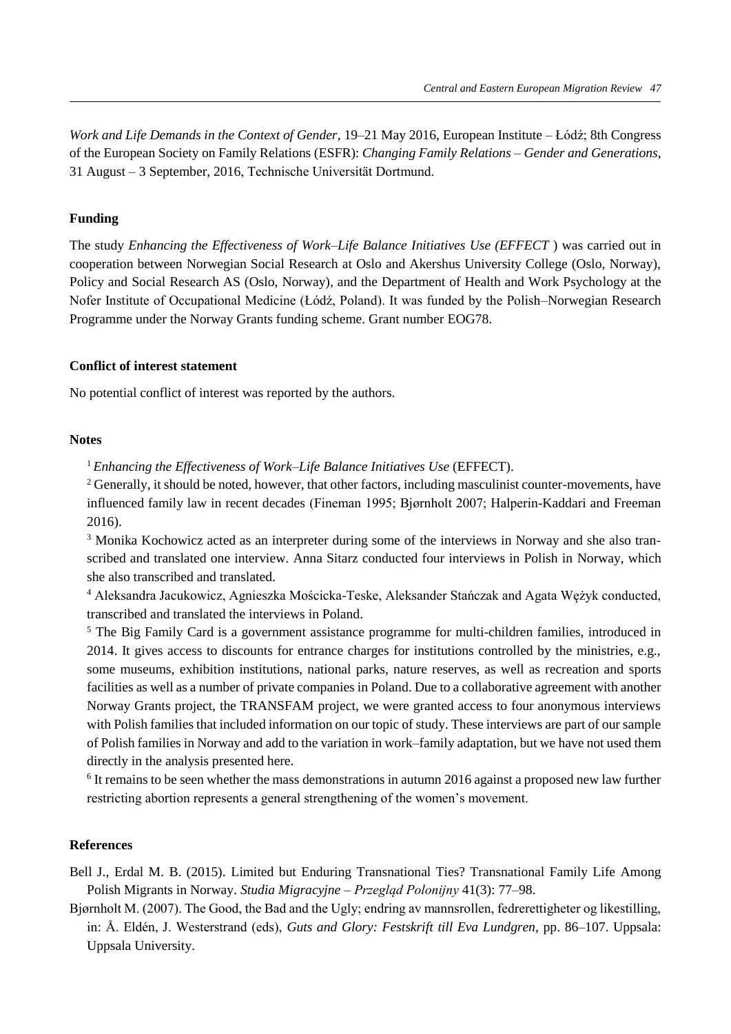*Work and Life Demands in the Context of Gender*, 19–21 May 2016, European Institute – Łódź; 8th Congress of the European Society on Family Relations (ESFR): *Changing Family Relations – Gender and Generations*, 31 August – 3 September, 2016, Technische Universität Dortmund.

**Funding**

The study *Enhancing the Effectiveness of Work–Life Balance Initiatives Use (EFFECT* ) was carried out in cooperation between Norwegian Social Research at Oslo and Akershus University College (Oslo, Norway), Policy and Social Research AS (Oslo, Norway), and the Department of Health and Work Psychology at the Nofer Institute of Occupational Medicine (Łódź, Poland). It was funded by the Polish–Norwegian Research Programme under the Norway Grants funding scheme. Grant number EOG78.

**Conflict of interest statement**

No potential conflict of interest was reported by the authors.

**Notes**

[1] *Enhancing the Effectiveness of Work–Life Balance Initiatives Use* (EFFECT).

[2] Generally, it should be noted, however, that other factors, including masculinist counter-movements, have influenced family law in recent decades (Fineman 1995; Bjørnholt 2007; Halperin-Kaddari and Freeman 2016).

[3] Monika Kochowicz acted as an interpreter during some of the interviews in Norway and she also transcribed and translated one interview. Anna Sitarz conducted four interviews in Polish in Norway, which she also transcribed and translated.

[4] Aleksandra Jacukowicz, Agnieszka Mościcka-Teske, Aleksander Stańczak and Agata Wężyk conducted, transcribed and translated the interviews in Poland.

[5] The Big Family Card is a government assistance programme for multi-children families, introduced in 2014. It gives access to discounts for entrance charges for institutions controlled by the ministries, e.g., some museums, exhibition institutions, national parks, nature reserves, as well as recreation and sports facilities as well as a number of private companies in Poland. Due to a collaborative agreement with another Norway Grants project, the TRANSFAM project, we were granted access to four anonymous interviews with Polish families that included information on our topic of study. These interviews are part of our sample of Polish families in Norway and add to the variation in work–family adaptation, but we have not used them directly in the analysis presented here.

[6] It remains to be seen whether the mass demonstrations in autumn 2016 against a proposed new law further restricting abortion represents a general strengthening of the women's movement.

**References**

Bell J., Erdal M. B. (2015). Limited but Enduring Transnational Ties? Transnational Family Life Among Polish Migrants in Norway. *Studia Migracyjne – Przegląd Polonijny* 41(3): 77–98.

Bjørnholt M. (2007). The Good, the Bad and the Ugly; endring av mannsrollen, fedrerettigheter og likestilling, in: Å. Eldén, J. Westerstrand (eds), *Guts and Glory: Festskrift till Eva Lundgren*, pp. 86–107. Uppsala: Uppsala University.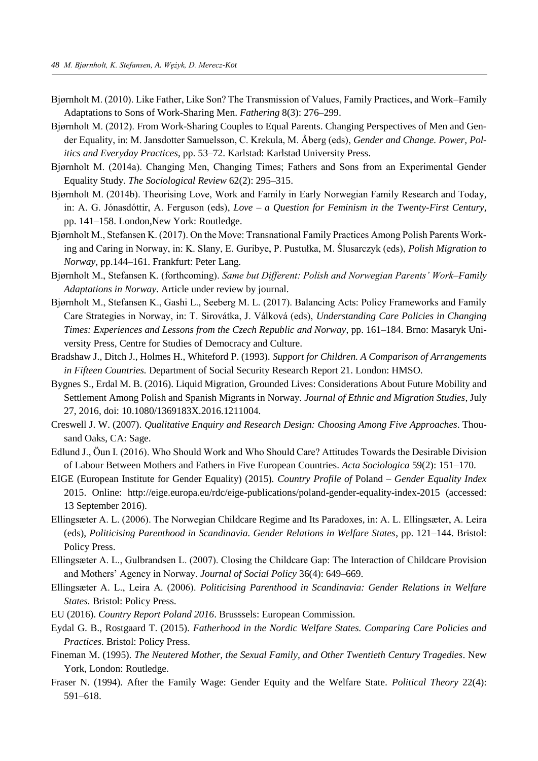Bjørnholt M. (2010). Like Father, Like Son? The Transmission of Values, Family Practices, and Work–Family Adaptations to Sons of Work-Sharing Men. *Fathering* 8(3): 276–299.

Bjørnholt M. (2012). From Work-Sharing Couples to Equal Parents. Changing Perspectives of Men and Gender Equality, in: M. Jansdotter Samuelsson, C. Krekula, M. Åberg (eds), *Gender and Change. Power, Politics and Everyday Practices*, pp. 53–72. Karlstad: Karlstad University Press.

Bjørnholt M. (2014a). Changing Men, Changing Times; Fathers and Sons from an Experimental Gender Equality Study. *The Sociological Review* 62(2): 295–315.

Bjørnholt M. (2014b). Theorising Love, Work and Family in Early Norwegian Family Research and Today, in: A. G. Jónasdóttir, A. Ferguson (eds), *Love – a Question for Feminism in the Twenty-First Century*, pp. 141–158. London,New York: Routledge.

Bjørnholt M., Stefansen K. (2017). On the Move: Transnational Family Practices Among Polish Parents Working and Caring in Norway, in: K. Slany, E. Guribye, P. Pustułka, M. Ślusarczyk (eds), *Polish Migration to Norway*, pp.144–161. Frankfurt: Peter Lang.

Bjørnholt M., Stefansen K. (forthcoming). *Same but Different: Polish and Norwegian Parents' Work–Family Adaptations in Norway*. Article under review by journal.

Bjørnholt M., Stefansen K., Gashi L., Seeberg M. L. (2017). Balancing Acts: Policy Frameworks and Family Care Strategies in Norway, in: T. Sirovátka, J. Válková (eds), *Understanding Care Policies in Changing Times: Experiences and Lessons from the Czech Republic and Norway*, pp. 161–184. Brno: Masaryk University Press, Centre for Studies of Democracy and Culture.

Bradshaw J., Ditch J., Holmes H., Whiteford P. (1993). *Support for Children. A Comparison of Arrangements in Fifteen Countries.* Department of Social Security Research Report 21. London: HMSO.

Bygnes S., Erdal M. B. (2016). Liquid Migration, Grounded Lives: Considerations About Future Mobility and Settlement Among Polish and Spanish Migrants in Norway. *Journal of Ethnic and Migration Studies*, July 27, 2016, doi: 10.1080/1369183X.2016.1211004.

Creswell J. W. (2007). *Qualitative Enquiry and Research Design: Choosing Among Five Approaches*. Thousand Oaks, CA: Sage.

Edlund J., Öun I. (2016). Who Should Work and Who Should Care? Attitudes Towards the Desirable Division of Labour Between Mothers and Fathers in Five European Countries. *Acta Sociologica* 59(2): 151–170.

EIGE (European Institute for Gender Equality) (2015). *Country Profile of* Poland – *Gender Equality Index* 2015. Online: http://eige.europa.eu/rdc/eige-publications/poland-gender-equality-index-2015 (accessed: 13 September 2016).

Ellingsæter A. L. (2006). The Norwegian Childcare Regime and Its Paradoxes, in: A. L. Ellingsæter, A. Leira (eds), *Politicising Parenthood in Scandinavia. Gender Relations in Welfare States*, pp. 121–144. Bristol: Policy Press.

Ellingsæter A. L., Gulbrandsen L. (2007). Closing the Childcare Gap: The Interaction of Childcare Provision and Mothers' Agency in Norway. *Journal of Social Policy* 36(4): 649–669.

Ellingsæter A. L., Leira A. (2006). *Politicising Parenthood in Scandinavia: Gender Relations in Welfare States.* Bristol: Policy Press.

EU (2016). *Country Report Poland 2016*. Brusssels: European Commission.

Eydal G. B., Rostgaard T. (2015). *Fatherhood in the Nordic Welfare States. Comparing Care Policies and Practices.* Bristol: Policy Press.

Fineman M. (1995). *The Neutered Mother, the Sexual Family, and Other Twentieth Century Tragedies*. New York, London: Routledge.

Fraser N. (1994). After the Family Wage: Gender Equity and the Welfare State. *Political Theory* 22(4): 591–618.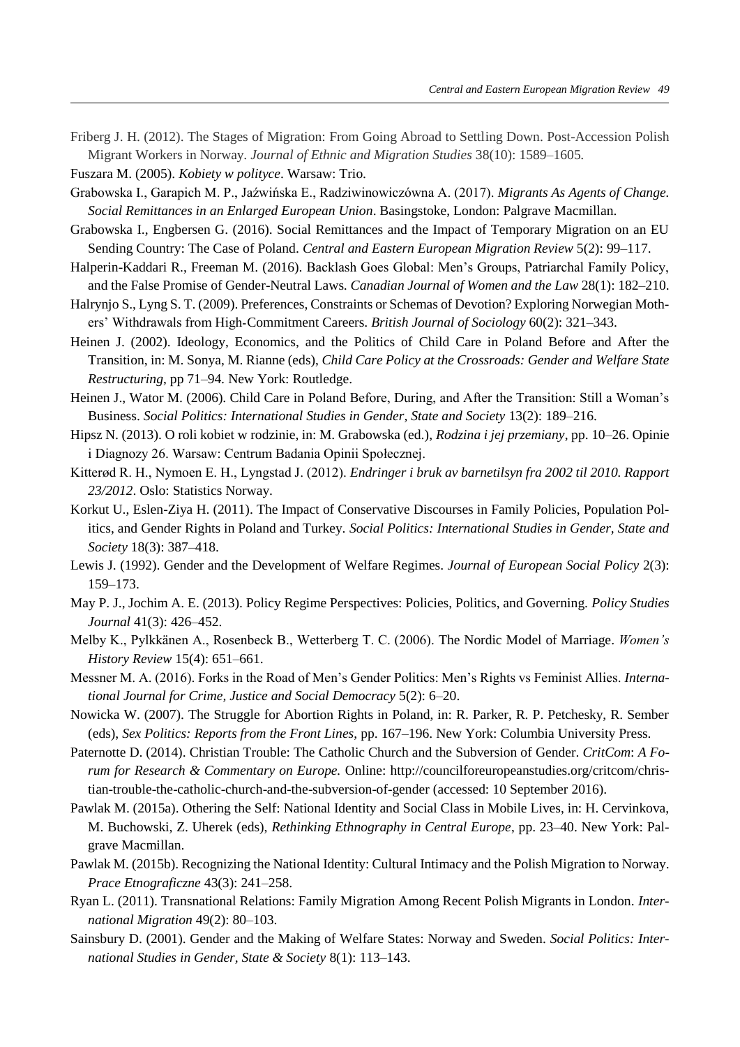Friberg J. H. (2012). The Stages of Migration: From Going Abroad to Settling Down. Post-Accession Polish Migrant Workers in Norway. *Journal of Ethnic and Migration Studies* 38(10): 1589–1605.

Fuszara M. (2005). *Kobiety w polityce*. Warsaw: Trio.

Grabowska I., Garapich M. P., Jaźwińska E., Radziwinowiczówna A. (2017). *Migrants As Agents of Change. Social Remittances in an Enlarged European Union*. Basingstoke, London: Palgrave Macmillan.

Grabowska I., Engbersen G. (2016). Social Remittances and the Impact of Temporary Migration on an EU Sending Country: The Case of Poland. *Central and Eastern European Migration Review* 5(2): 99–117.

Halperin-Kaddari R., Freeman M. (2016). Backlash Goes Global: Men's Groups, Patriarchal Family Policy, and the False Promise of Gender-Neutral Laws. *Canadian Journal of Women and the Law* 28(1): 182–210.

Halrynjo S., Lyng S. T. (2009). Preferences, Constraints or Schemas of Devotion? Exploring Norwegian Mothers' Withdrawals from High-Commitment Careers. *British Journal of Sociology* 60(2): 321–343.

Heinen J. (2002). Ideology, Economics, and the Politics of Child Care in Poland Before and After the Transition, in: M. Sonya, M. Rianne (eds), *Child Care Policy at the Crossroads: Gender and Welfare State Restructuring*, pp 71–94. New York: Routledge.

Heinen J., Wator M. (2006). Child Care in Poland Before, During, and After the Transition: Still a Woman's Business. *Social Politics: International Studies in Gender, State and Society* 13(2): 189–216.

Hipsz N. (2013). O roli kobiet w rodzinie, in: M. Grabowska (ed.), *Rodzina i jej przemiany*, pp. 10–26. Opinie i Diagnozy 26. Warsaw: Centrum Badania Opinii Społecznej.

Kitterød R. H., Nymoen E. H., Lyngstad J. (2012). *Endringer i bruk av barnetilsyn fra 2002 til 2010. Rapport 23/2012*. Oslo: Statistics Norway.

Korkut U., Eslen-Ziya H. (2011). The Impact of Conservative Discourses in Family Policies, Population Politics, and Gender Rights in Poland and Turkey. *Social Politics: International Studies in Gender, State and Society* 18(3): 387–418.

Lewis J. (1992). Gender and the Development of Welfare Regimes. *Journal of European Social Policy* 2(3): 159–173.

May P. J., Jochim A. E. (2013). Policy Regime Perspectives: Policies, Politics, and Governing. *Policy Studies Journal* 41(3): 426–452.

Melby K., Pylkkänen A., Rosenbeck B., Wetterberg T. C. (2006). The Nordic Model of Marriage. *Women's History Review* 15(4): 651–661.

Messner M. A. (2016). Forks in the Road of Men's Gender Politics: Men's Rights vs Feminist Allies. *International Journal for Crime, Justice and Social Democracy* 5(2): 6–20.

Nowicka W. (2007). The Struggle for Abortion Rights in Poland, in: R. Parker, R. P. Petchesky, R. Sember (eds), *Sex Politics: Reports from the Front Lines*, pp. 167–196. New York: Columbia University Press.

Paternotte D. (2014). Christian Trouble: The Catholic Church and the Subversion of Gender. *CritCom*: *A Forum for Research & Commentary on Europe.* Online: http://councilforeuropeanstudies.org/critcom/christian-trouble-the-catholic-church-and-the-subversion-of-gender (accessed: 10 September 2016).

Pawlak M. (2015a). Othering the Self: National Identity and Social Class in Mobile Lives, in: H. Cervinkova, M. Buchowski, Z. Uherek (eds), *Rethinking Ethnography in Central Europe*, pp. 23–40. New York: Palgrave Macmillan.

Pawlak M. (2015b). Recognizing the National Identity: Cultural Intimacy and the Polish Migration to Norway. *Prace Etnograficzne* 43(3): 241–258.

Ryan L. (2011). Transnational Relations: Family Migration Among Recent Polish Migrants in London. *International Migration* 49(2): 80–103.

Sainsbury D. (2001). Gender and the Making of Welfare States: Norway and Sweden. *Social Politics: International Studies in Gender, State & Society* 8(1): 113–143.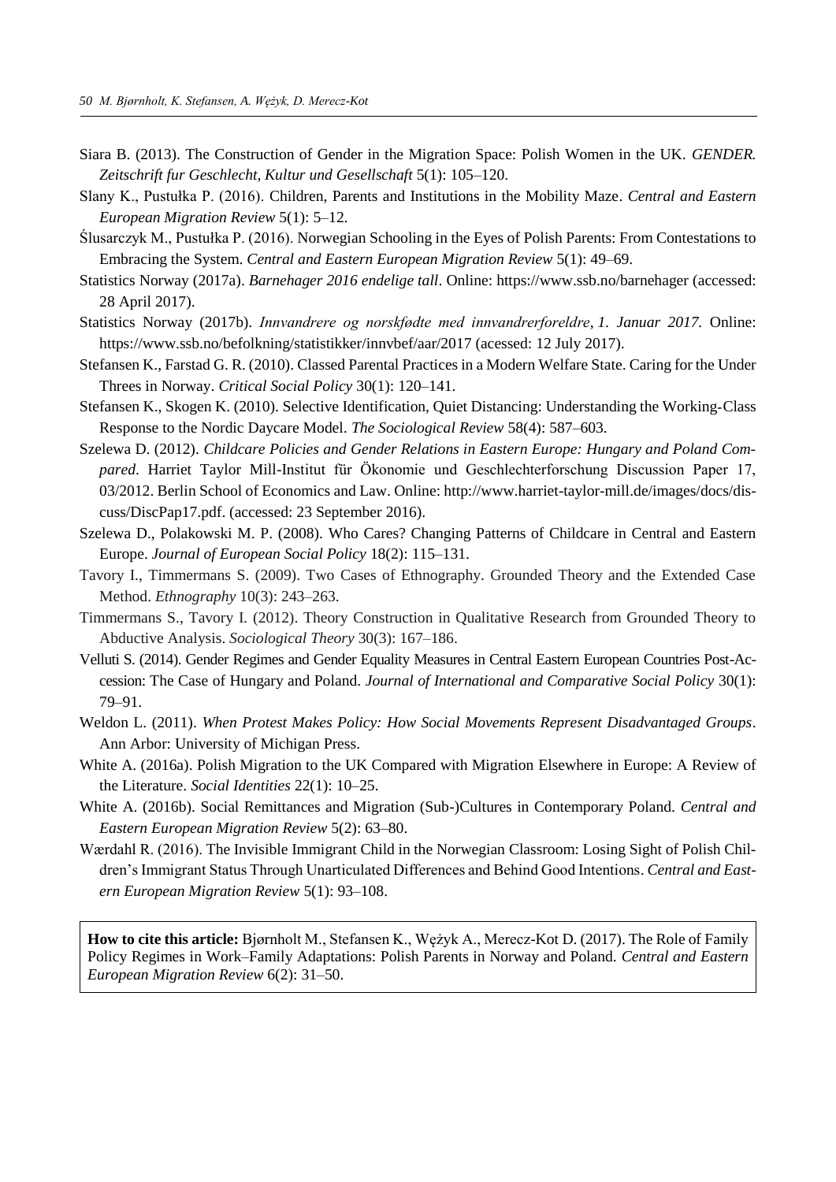Siara B. (2013). The Construction of Gender in the Migration Space: Polish Women in the UK. *GENDER. Zeitschrift fur Geschlecht, Kultur und Gesellschaft* 5(1): 105–120.

Slany K., Pustułka P. (2016). Children, Parents and Institutions in the Mobility Maze. *Central and Eastern European Migration Review* 5(1): 5–12.

Ślusarczyk M., Pustułka P. (2016). Norwegian Schooling in the Eyes of Polish Parents: From Contestations to Embracing the System. *Central and Eastern European Migration Review* 5(1): 49–69.

Statistics Norway (2017a). *Barnehager 2016 endelige tall*. Online: https://www.ssb.no/barnehager (accessed: 28 April 2017).

Statistics Norway (2017b). *Innvandrere og norskfødte med innvandrerforeldre, 1. Januar 2017.* Online: https://www.ssb.no/befolkning/statistikker/innvbef/aar/2017 (acessed: 12 July 2017).

Stefansen K., Farstad G. R. (2010). Classed Parental Practices in a Modern Welfare State. Caring for the Under Threes in Norway. *Critical Social Policy* 30(1): 120–141.

Stefansen K., Skogen K. (2010). Selective Identification, Quiet Distancing: Understanding the Working-Class Response to the Nordic Daycare Model. *The Sociological Review* 58(4): 587–603.

Szelewa D. (2012). *Childcare Policies and Gender Relations in Eastern Europe: Hungary and Poland Compared*. Harriet Taylor Mill-Institut für Ökonomie und Geschlechterforschung Discussion Paper 17, 03/2012. Berlin School of Economics and Law. Online: http://www.harriet-taylor-mill.de/images/docs/discuss/DiscPap17.pdf. (accessed: 23 September 2016).

Szelewa D., Polakowski M. P. (2008). Who Cares? Changing Patterns of Childcare in Central and Eastern Europe. *Journal of European Social Policy* 18(2): 115–131.

Tavory I., Timmermans S. (2009). Two Cases of Ethnography. Grounded Theory and the Extended Case Method. *Ethnography* 10(3): 243–263.

Timmermans S., Tavory I. (2012). Theory Construction in Qualitative Research from Grounded Theory to Abductive Analysis. *Sociological Theory* 30(3): 167–186.

Velluti S. (2014). Gender Regimes and Gender Equality Measures in Central Eastern European Countries Post-Accession: The Case of Hungary and Poland. *Journal of International and Comparative Social Policy* 30(1): 79–91.

Weldon L. (2011). *When Protest Makes Policy: How Social Movements Represent Disadvantaged Groups*. Ann Arbor: University of Michigan Press.

White A. (2016a). Polish Migration to the UK Compared with Migration Elsewhere in Europe: A Review of the Literature. *Social Identities* 22(1): 10–25.

White A. (2016b). Social Remittances and Migration (Sub-)Cultures in Contemporary Poland. *Central and Eastern European Migration Review* 5(2): 63–80.

Wærdahl R. (2016). The Invisible Immigrant Child in the Norwegian Classroom: Losing Sight of Polish Children's Immigrant Status Through Unarticulated Differences and Behind Good Intentions. *Central and Eastern European Migration Review* 5(1): 93–108.

**How to cite this article:** Bjørnholt M., Stefansen K., Wężyk A., Merecz-Kot D. (2017). The Role of Family Policy Regimes in Work–Family Adaptations: Polish Parents in Norway and Poland. *Central and Eastern European Migration Review* 6(2): 31–50.